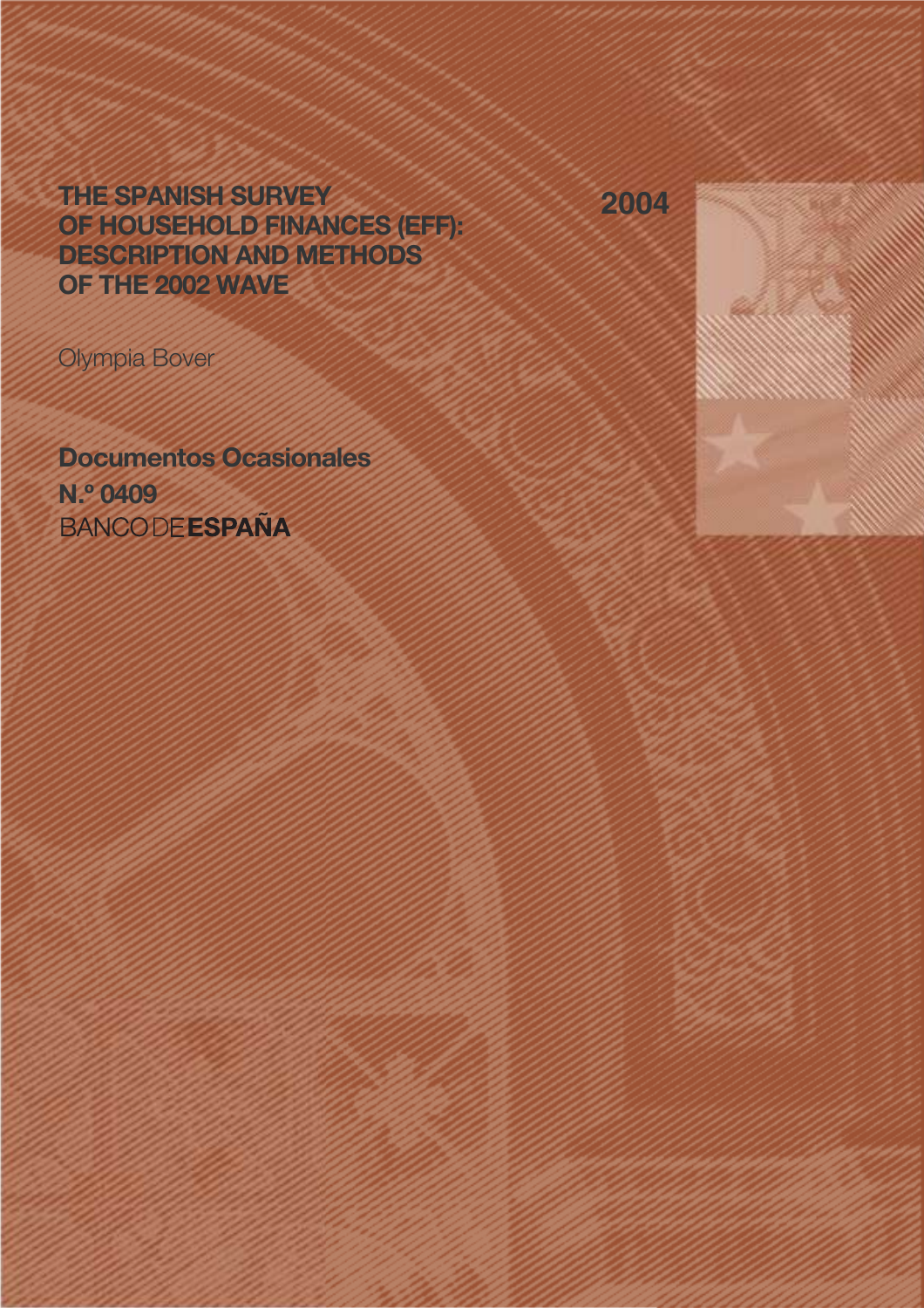# THE SPANISH SURVEY OF HOUSEHOLD FINANCES (EFF): DESCRIPTION AND METHODS OF THE 2002 WAVE

2004

Olympia Bover

**Documentos Ocasionales**

**N.º 0409**

BANCO DE **ESPAÑA**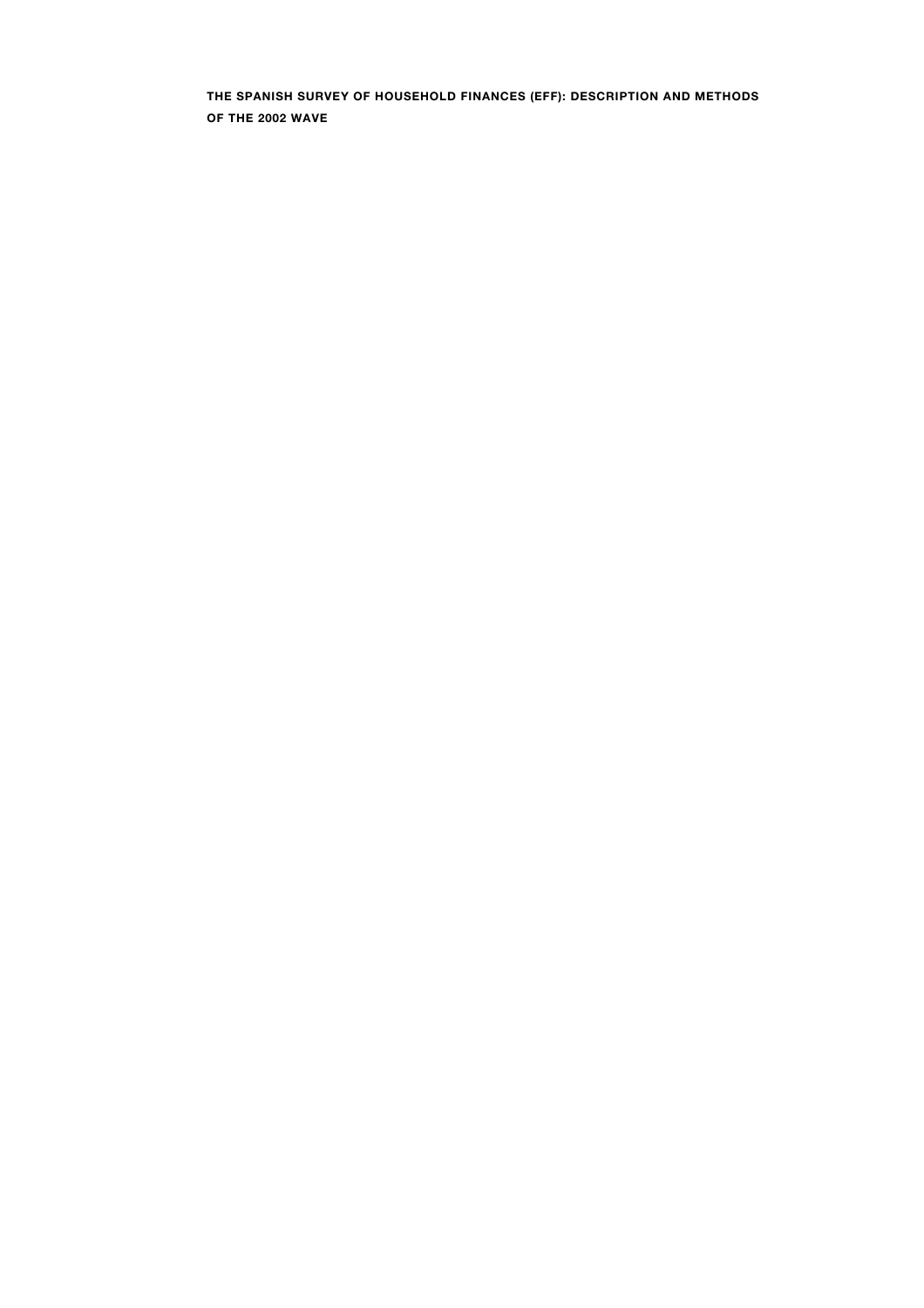**THE SPANISH SURVEY OF HOUSEHOLD FINANCES (EFF): DESCRIPTION AND METHODS OF THE 2002 WAVE**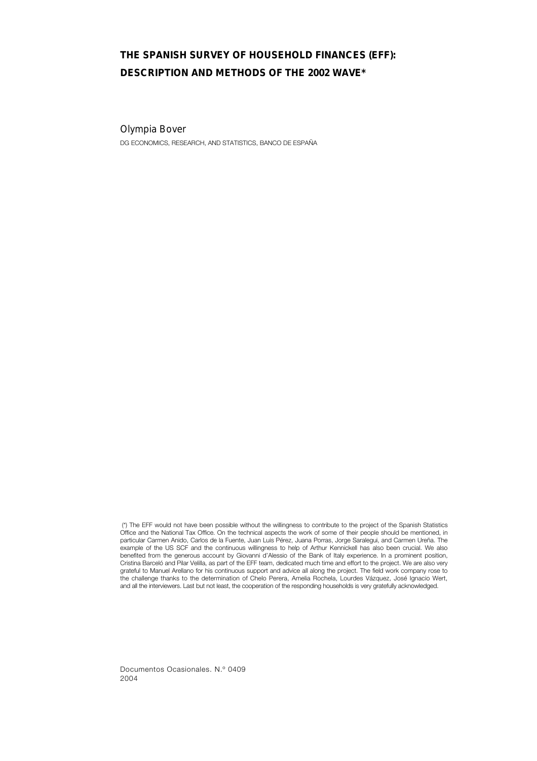# THE SPANISH SURVEY OF HOUSEHOLD FINANCES (EFF): DESCRIPTION AND METHODS OF THE 2002 WAVE*

Olympia Bover

DG ECONOMICS, RESEARCH, AND STATISTICS, BANCO DE ESPAÑA

(*) The EFF would not have been possible without the willingness to contribute to the project of the Spanish Statistics Office and the National Tax Office. On the technical aspects the work of some of their people should be mentioned, in particular Carmen Anido, Carlos de la Fuente, Juan Luis Pérez, Juana Porras, Jorge Saralegui, and Carmen Ureña. The example of the US SCF and the continuous willingness to help of Arthur Kennickell has also been crucial. We also benefited from the generous account by Giovanni d'Alessio of the Bank of Italy experience. In a prominent position, Cristina Barceló and Pilar Velilla, as part of the EFF team, dedicated much time and effort to the project. We are also very grateful to Manuel Arellano for his continuous support and advice all along the project. The field work company rose to the challenge thanks to the determination of Chelo Perera, Amelia Rochela, Lourdes Vázquez, José Ignacio Wert, and all the interviewers. Last but not least, the cooperation of the responding households is very gratefully acknowledged.

Documentos Ocasionales. N.º 0409
2004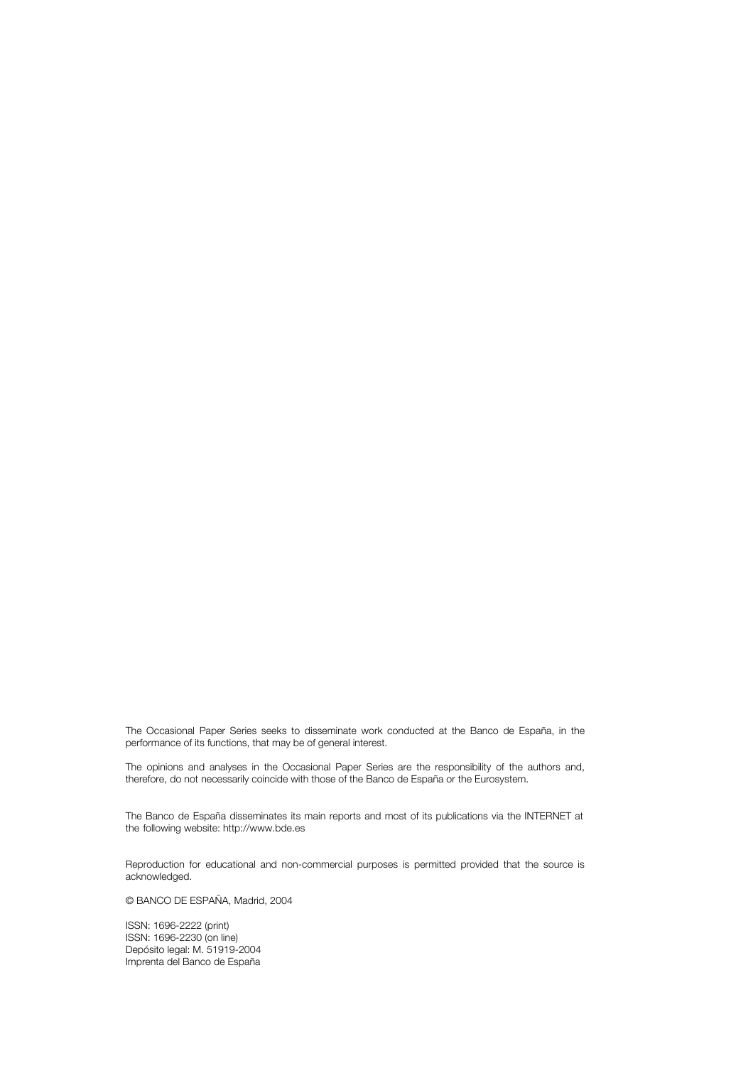The Occasional Paper Series seeks to disseminate work conducted at the Banco de España, in the performance of its functions, that may be of general interest.

The opinions and analyses in the Occasional Paper Series are the responsibility of the authors and, therefore, do not necessarily coincide with those of the Banco de España or the Eurosystem.

The Banco de España disseminates its main reports and most of its publications via the INTERNET at the following website: http://www.bde.es

Reproduction for educational and non-commercial purposes is permitted provided that the source is acknowledged.

© BANCO DE ESPAÑA, Madrid, 2004

ISSN: 1696-2222 (print)
ISSN: 1696-2230 (on line)
Depósito legal: M. 51919-2004
Imprenta del Banco de España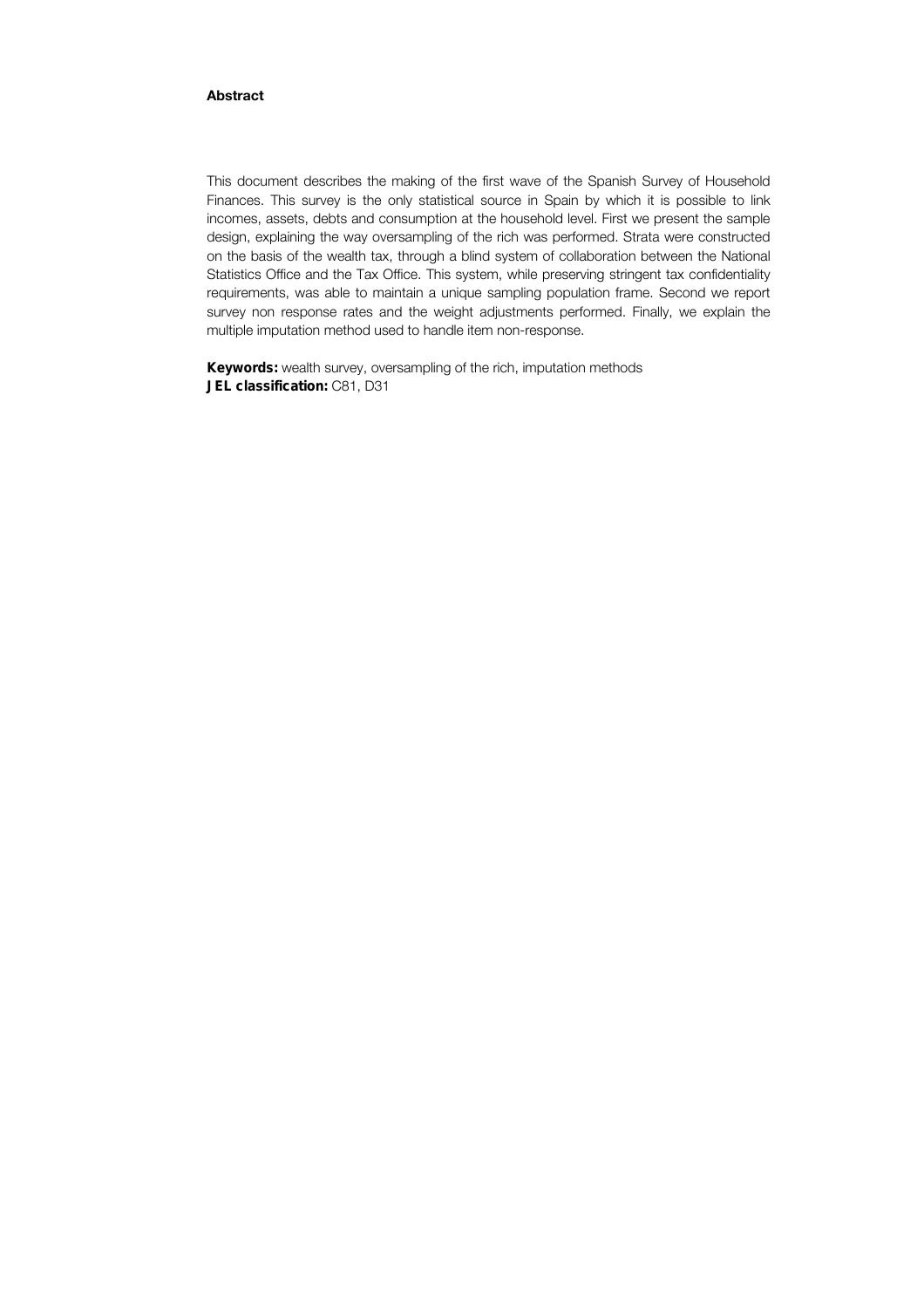## Abstract

This document describes the making of the first wave of the Spanish Survey of Household Finances. This survey is the only statistical source in Spain by which it is possible to link incomes, assets, debts and consumption at the household level. First we present the sample design, explaining the way oversampling of the rich was performed. Strata were constructed on the basis of the wealth tax, through a blind system of collaboration between the National Statistics Office and the Tax Office. This system, while preserving stringent tax confidentiality requirements, was able to maintain a unique sampling population frame. Second we report survey non response rates and the weight adjustments performed. Finally, we explain the multiple imputation method used to handle item non-response.

**Keywords:** wealth survey, oversampling of the rich, imputation methods
**JEL classification:** C81, D31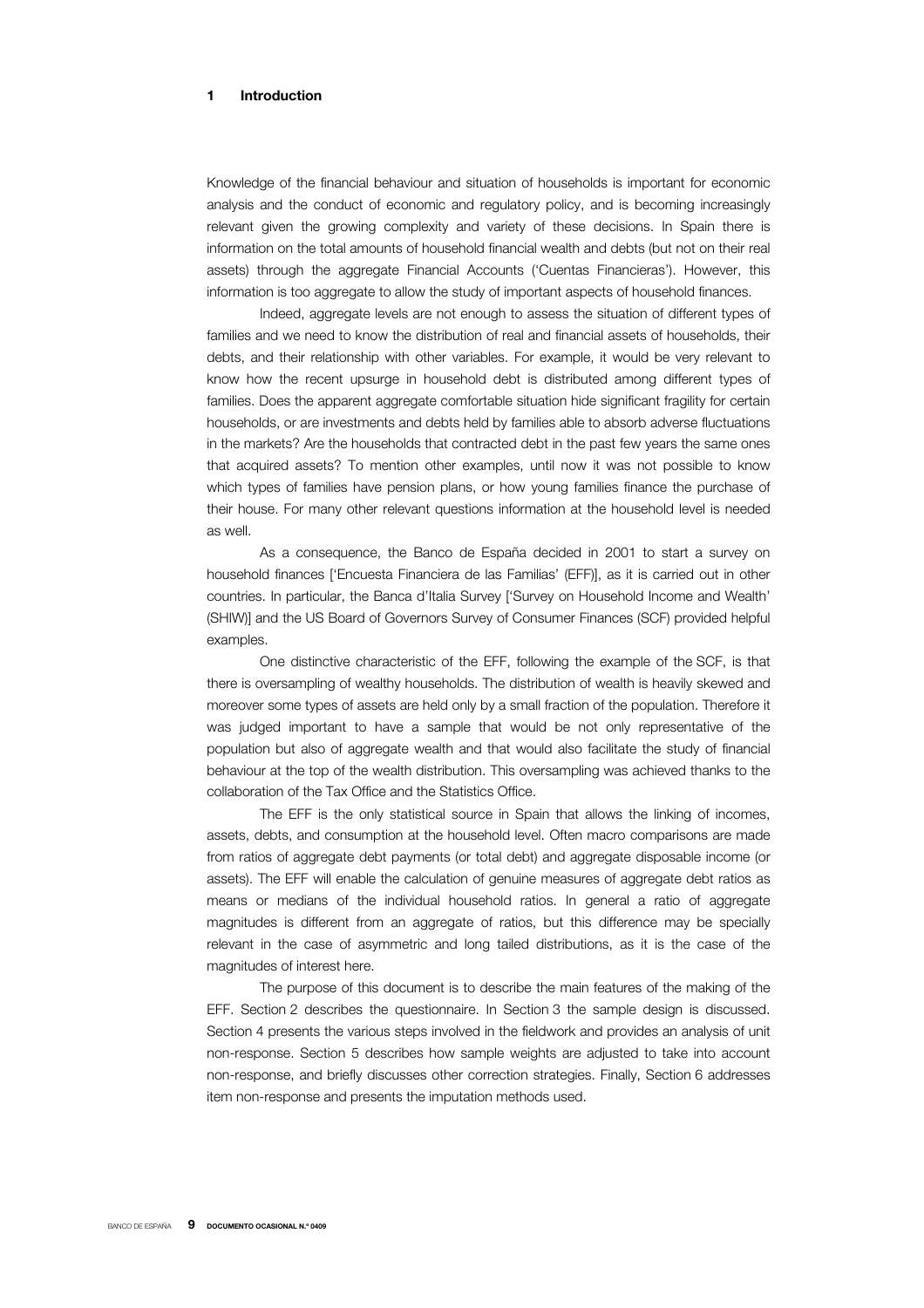# 1 Introduction

Knowledge of the financial behaviour and situation of households is important for economic analysis and the conduct of economic and regulatory policy, and is becoming increasingly relevant given the growing complexity and variety of these decisions. In Spain there is information on the total amounts of household financial wealth and debts (but not on their real assets) through the aggregate Financial Accounts ('Cuentas Financieras'). However, this information is too aggregate to allow the study of important aspects of household finances.

Indeed, aggregate levels are not enough to assess the situation of different types of families and we need to know the distribution of real and financial assets of households, their debts, and their relationship with other variables. For example, it would be very relevant to know how the recent upsurge in household debt is distributed among different types of families. Does the apparent aggregate comfortable situation hide significant fragility for certain households, or are investments and debts held by families able to absorb adverse fluctuations in the markets? Are the households that contracted debt in the past few years the same ones that acquired assets? To mention other examples, until now it was not possible to know which types of families have pension plans, or how young families finance the purchase of their house. For many other relevant questions information at the household level is needed as well.

As a consequence, the Banco de España decided in 2001 to start a survey on household finances ['Encuesta Financiera de las Familias' (EFF)], as it is carried out in other countries. In particular, the Banca d'Italia Survey ['Survey on Household Income and Wealth' (SHIW)] and the US Board of Governors Survey of Consumer Finances (SCF) provided helpful examples.

One distinctive characteristic of the EFF, following the example of the SCF, is that there is oversampling of wealthy households. The distribution of wealth is heavily skewed and moreover some types of assets are held only by a small fraction of the population. Therefore it was judged important to have a sample that would be not only representative of the population but also of aggregate wealth and that would also facilitate the study of financial behaviour at the top of the wealth distribution. This oversampling was achieved thanks to the collaboration of the Tax Office and the Statistics Office.

The EFF is the only statistical source in Spain that allows the linking of incomes, assets, debts, and consumption at the household level. Often macro comparisons are made from ratios of aggregate debt payments (or total debt) and aggregate disposable income (or assets). The EFF will enable the calculation of genuine measures of aggregate debt ratios as means or medians of the individual household ratios. In general a ratio of aggregate magnitudes is different from an aggregate of ratios, but this difference may be specially relevant in the case of asymmetric and long tailed distributions, as it is the case of the magnitudes of interest here.

The purpose of this document is to describe the main features of the making of the EFF. Section 2 describes the questionnaire. In Section 3 the sample design is discussed. Section 4 presents the various steps involved in the fieldwork and provides an analysis of unit non-response. Section 5 describes how sample weights are adjusted to take into account non-response, and briefly discusses other correction strategies. Finally, Section 6 addresses item non-response and presents the imputation methods used.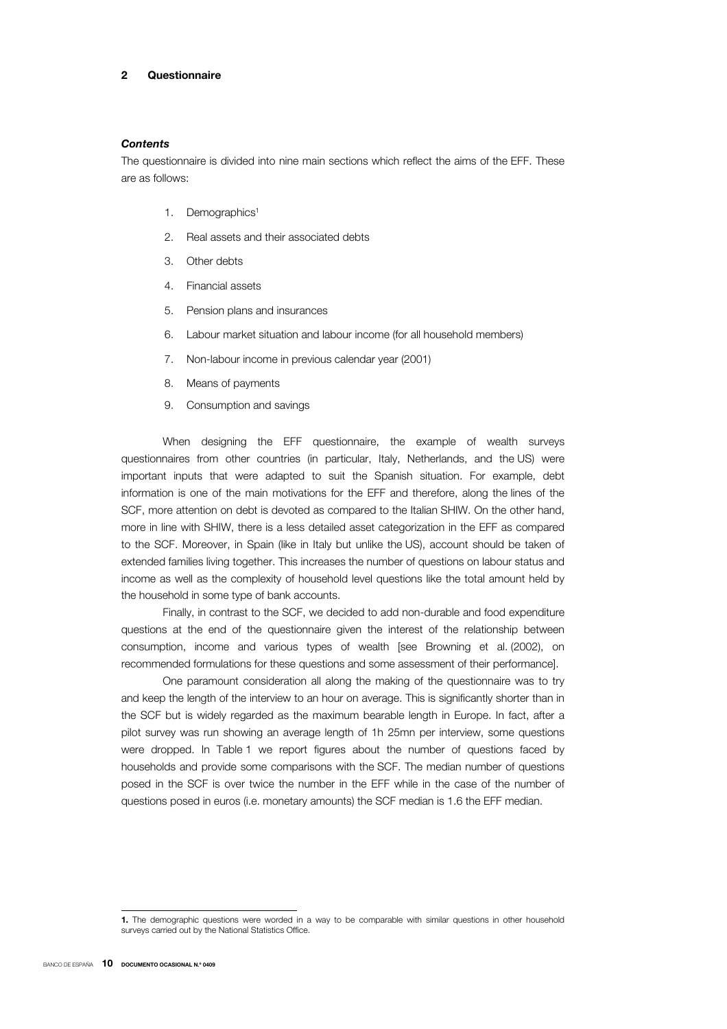## 2 Questionnaire

### *Contents*

The questionnaire is divided into nine main sections which reflect the aims of the EFF. These are as follows:

1. Demographics[1]
2. Real assets and their associated debts
3. Other debts
4. Financial assets
5. Pension plans and insurances
6. Labour market situation and labour income (for all household members)
7. Non-labour income in previous calendar year (2001)
8. Means of payments
9. Consumption and savings

When designing the EFF questionnaire, the example of wealth surveys questionnaires from other countries (in particular, Italy, Netherlands, and the US) were important inputs that were adapted to suit the Spanish situation. For example, debt information is one of the main motivations for the EFF and therefore, along the lines of the SCF, more attention on debt is devoted as compared to the Italian SHIW. On the other hand, more in line with SHIW, there is a less detailed asset categorization in the EFF as compared to the SCF. Moreover, in Spain (like in Italy but unlike the US), account should be taken of extended families living together. This increases the number of questions on labour status and income as well as the complexity of household level questions like the total amount held by the household in some type of bank accounts.

Finally, in contrast to the SCF, we decided to add non-durable and food expenditure questions at the end of the questionnaire given the interest of the relationship between consumption, income and various types of wealth [see Browning et al. (2002), on recommended formulations for these questions and some assessment of their performance].

One paramount consideration all along the making of the questionnaire was to try and keep the length of the interview to an hour on average. This is significantly shorter than in the SCF but is widely regarded as the maximum bearable length in Europe. In fact, after a pilot survey was run showing an average length of 1h 25mn per interview, some questions were dropped. In Table 1 we report figures about the number of questions faced by households and provide some comparisons with the SCF. The median number of questions posed in the SCF is over twice the number in the EFF while in the case of the number of questions posed in euros (i.e. monetary amounts) the SCF median is 1.6 the EFF median.

---

**1.** The demographic questions were worded in a way to be comparable with similar questions in other household surveys carried out by the National Statistics Office.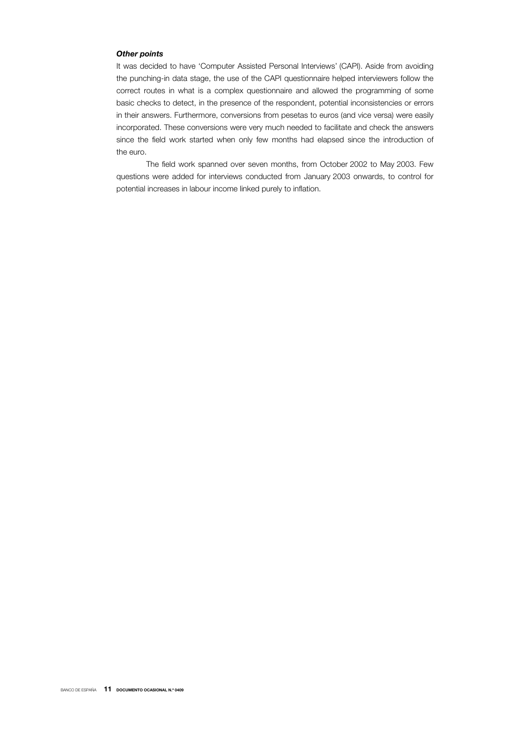***Other points***

It was decided to have 'Computer Assisted Personal Interviews' (CAPI). Aside from avoiding the punching-in data stage, the use of the CAPI questionnaire helped interviewers follow the correct routes in what is a complex questionnaire and allowed the programming of some basic checks to detect, in the presence of the respondent, potential inconsistencies or errors in their answers. Furthermore, conversions from pesetas to euros (and vice versa) were easily incorporated. These conversions were very much needed to facilitate and check the answers since the field work started when only few months had elapsed since the introduction of the euro.

The field work spanned over seven months, from October 2002 to May 2003. Few questions were added for interviews conducted from January 2003 onwards, to control for potential increases in labour income linked purely to inflation.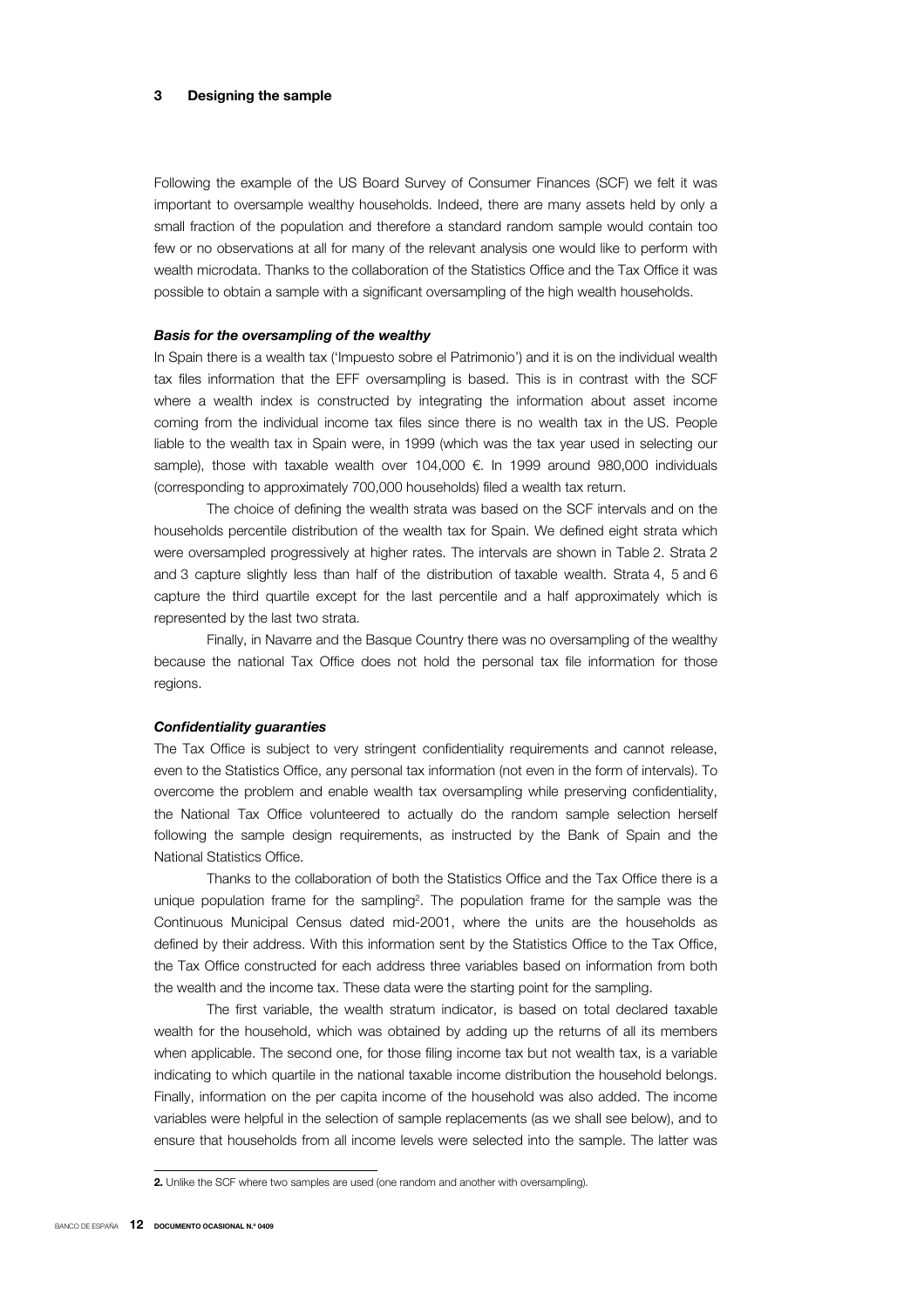## 3 Designing the sample

Following the example of the US Board Survey of Consumer Finances (SCF) we felt it was important to oversample wealthy households. Indeed, there are many assets held by only a small fraction of the population and therefore a standard random sample would contain too few or no observations at all for many of the relevant analysis one would like to perform with wealth microdata. Thanks to the collaboration of the Statistics Office and the Tax Office it was possible to obtain a sample with a significant oversampling of the high wealth households.

### *Basis for the oversampling of the wealthy*

In Spain there is a wealth tax ('Impuesto sobre el Patrimonio') and it is on the individual wealth tax files information that the EFF oversampling is based. This is in contrast with the SCF where a wealth index is constructed by integrating the information about asset income coming from the individual income tax files since there is no wealth tax in the US. People liable to the wealth tax in Spain were, in 1999 (which was the tax year used in selecting our sample), those with taxable wealth over 104,000 €. In 1999 around 980,000 individuals (corresponding to approximately 700,000 households) filed a wealth tax return.

The choice of defining the wealth strata was based on the SCF intervals and on the households percentile distribution of the wealth tax for Spain. We defined eight strata which were oversampled progressively at higher rates. The intervals are shown in Table 2. Strata 2 and 3 capture slightly less than half of the distribution of taxable wealth. Strata 4, 5 and 6 capture the third quartile except for the last percentile and a half approximately which is represented by the last two strata.

Finally, in Navarre and the Basque Country there was no oversampling of the wealthy because the national Tax Office does not hold the personal tax file information for those regions.

### *Confidentiality guaranties*

The Tax Office is subject to very stringent confidentiality requirements and cannot release, even to the Statistics Office, any personal tax information (not even in the form of intervals). To overcome the problem and enable wealth tax oversampling while preserving confidentiality, the National Tax Office volunteered to actually do the random sample selection herself following the sample design requirements, as instructed by the Bank of Spain and the National Statistics Office.

Thanks to the collaboration of both the Statistics Office and the Tax Office there is a unique population frame for the sampling[2]. The population frame for the sample was the Continuous Municipal Census dated mid-2001, where the units are the households as defined by their address. With this information sent by the Statistics Office to the Tax Office, the Tax Office constructed for each address three variables based on information from both the wealth and the income tax. These data were the starting point for the sampling.

The first variable, the wealth stratum indicator, is based on total declared taxable wealth for the household, which was obtained by adding up the returns of all its members when applicable. The second one, for those filing income tax but not wealth tax, is a variable indicating to which quartile in the national taxable income distribution the household belongs. Finally, information on the per capita income of the household was also added. The income variables were helpful in the selection of sample replacements (as we shall see below), and to ensure that households from all income levels were selected into the sample. The latter was

**2.** Unlike the SCF where two samples are used (one random and another with oversampling).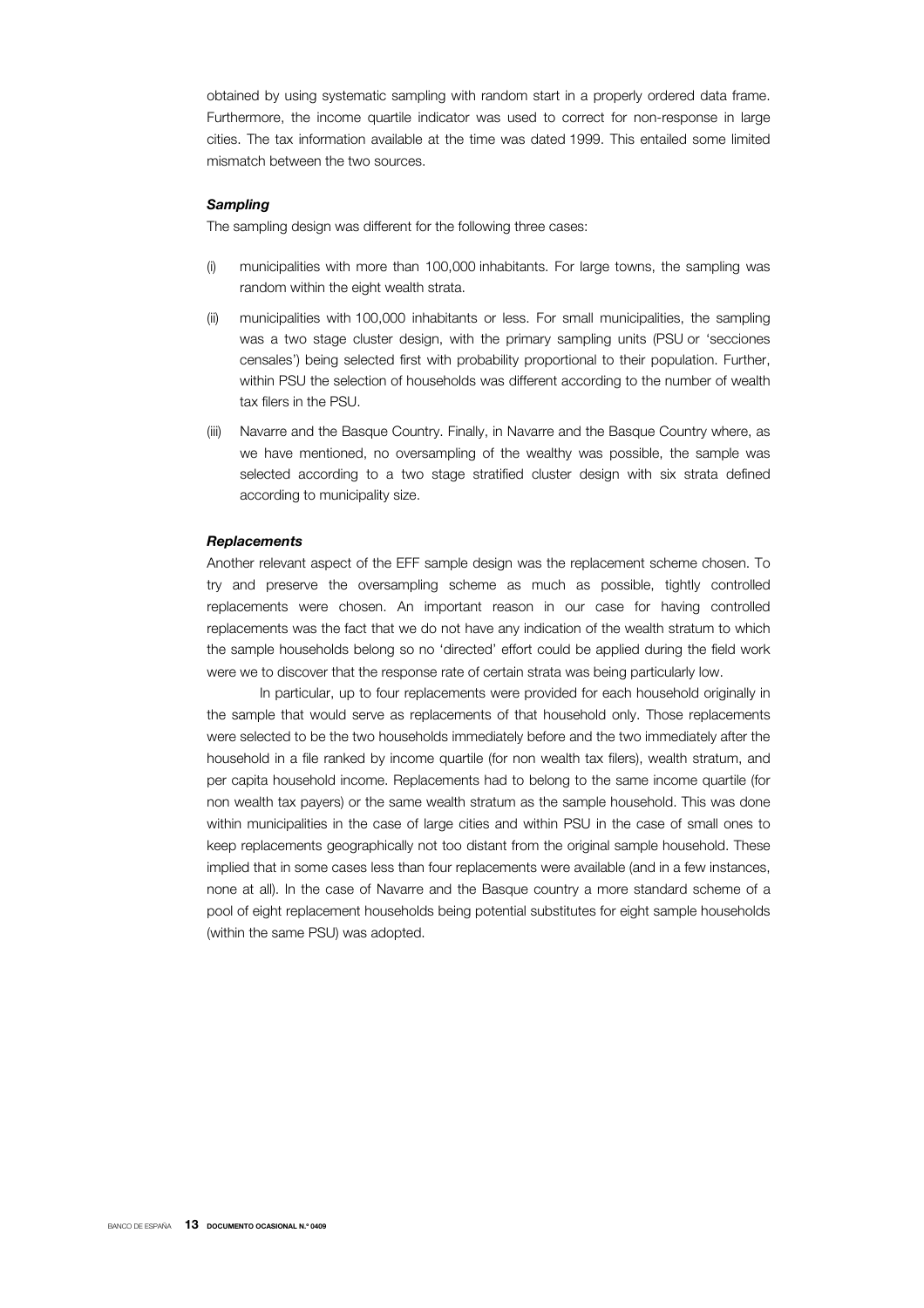obtained by using systematic sampling with random start in a properly ordered data frame. Furthermore, the income quartile indicator was used to correct for non-response in large cities. The tax information available at the time was dated 1999. This entailed some limited mismatch between the two sources.

***Sampling***

The sampling design was different for the following three cases:

(i) municipalities with more than 100,000 inhabitants. For large towns, the sampling was random within the eight wealth strata.

(ii) municipalities with 100,000 inhabitants or less. For small municipalities, the sampling was a two stage cluster design, with the primary sampling units (PSU or 'secciones censales') being selected first with probability proportional to their population. Further, within PSU the selection of households was different according to the number of wealth tax filers in the PSU.

(iii) Navarre and the Basque Country. Finally, in Navarre and the Basque Country where, as we have mentioned, no oversampling of the wealthy was possible, the sample was selected according to a two stage stratified cluster design with six strata defined according to municipality size.

***Replacements***

Another relevant aspect of the EFF sample design was the replacement scheme chosen. To try and preserve the oversampling scheme as much as possible, tightly controlled replacements were chosen. An important reason in our case for having controlled replacements was the fact that we do not have any indication of the wealth stratum to which the sample households belong so no 'directed' effort could be applied during the field work were we to discover that the response rate of certain strata was being particularly low.

In particular, up to four replacements were provided for each household originally in the sample that would serve as replacements of that household only. Those replacements were selected to be the two households immediately before and the two immediately after the household in a file ranked by income quartile (for non wealth tax filers), wealth stratum, and per capita household income. Replacements had to belong to the same income quartile (for non wealth tax payers) or the same wealth stratum as the sample household. This was done within municipalities in the case of large cities and within PSU in the case of small ones to keep replacements geographically not too distant from the original sample household. These implied that in some cases less than four replacements were available (and in a few instances, none at all). In the case of Navarre and the Basque country a more standard scheme of a pool of eight replacement households being potential substitutes for eight sample households (within the same PSU) was adopted.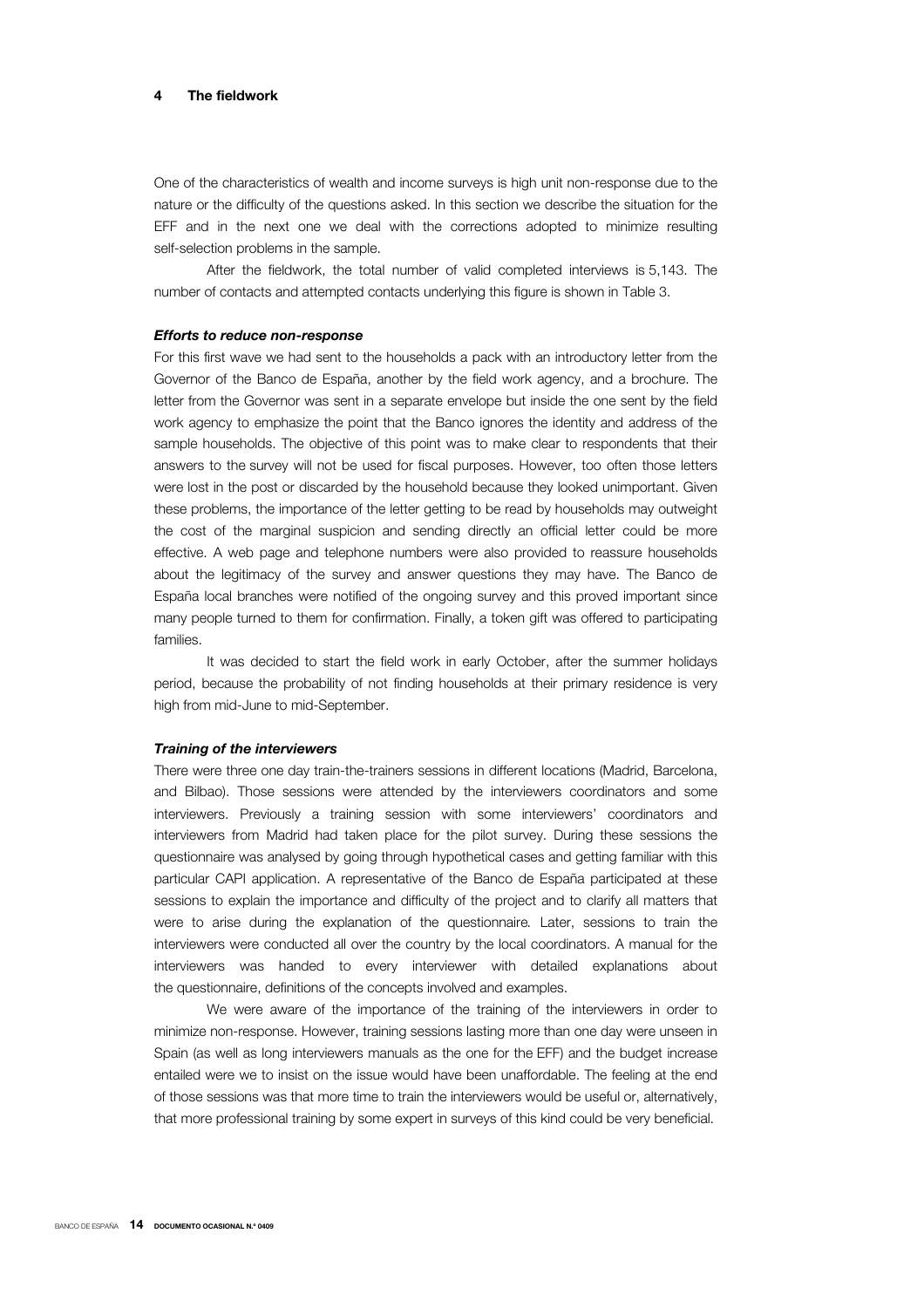## 4 The fieldwork

One of the characteristics of wealth and income surveys is high unit non-response due to the nature or the difficulty of the questions asked. In this section we describe the situation for the EFF and in the next one we deal with the corrections adopted to minimize resulting self-selection problems in the sample.

After the fieldwork, the total number of valid completed interviews is 5,143. The number of contacts and attempted contacts underlying this figure is shown in Table 3.

### *Efforts to reduce non-response*

For this first wave we had sent to the households a pack with an introductory letter from the Governor of the Banco de España, another by the field work agency, and a brochure. The letter from the Governor was sent in a separate envelope but inside the one sent by the field work agency to emphasize the point that the Banco ignores the identity and address of the sample households. The objective of this point was to make clear to respondents that their answers to the survey will not be used for fiscal purposes. However, too often those letters were lost in the post or discarded by the household because they looked unimportant. Given these problems, the importance of the letter getting to be read by households may outweight the cost of the marginal suspicion and sending directly an official letter could be more effective. A web page and telephone numbers were also provided to reassure households about the legitimacy of the survey and answer questions they may have. The Banco de España local branches were notified of the ongoing survey and this proved important since many people turned to them for confirmation. Finally, a token gift was offered to participating families.

It was decided to start the field work in early October, after the summer holidays period, because the probability of not finding households at their primary residence is very high from mid-June to mid-September.

### *Training of the interviewers*

There were three one day train-the-trainers sessions in different locations (Madrid, Barcelona, and Bilbao). Those sessions were attended by the interviewers coordinators and some interviewers. Previously a training session with some interviewers' coordinators and interviewers from Madrid had taken place for the pilot survey. During these sessions the questionnaire was analysed by going through hypothetical cases and getting familiar with this particular CAPI application. A representative of the Banco de España participated at these sessions to explain the importance and difficulty of the project and to clarify all matters that were to arise during the explanation of the questionnaire. Later, sessions to train the interviewers were conducted all over the country by the local coordinators. A manual for the interviewers was handed to every interviewer with detailed explanations about the questionnaire, definitions of the concepts involved and examples.

We were aware of the importance of the training of the interviewers in order to minimize non-response. However, training sessions lasting more than one day were unseen in Spain (as well as long interviewers manuals as the one for the EFF) and the budget increase entailed were we to insist on the issue would have been unaffordable. The feeling at the end of those sessions was that more time to train the interviewers would be useful or, alternatively, that more professional training by some expert in surveys of this kind could be very beneficial.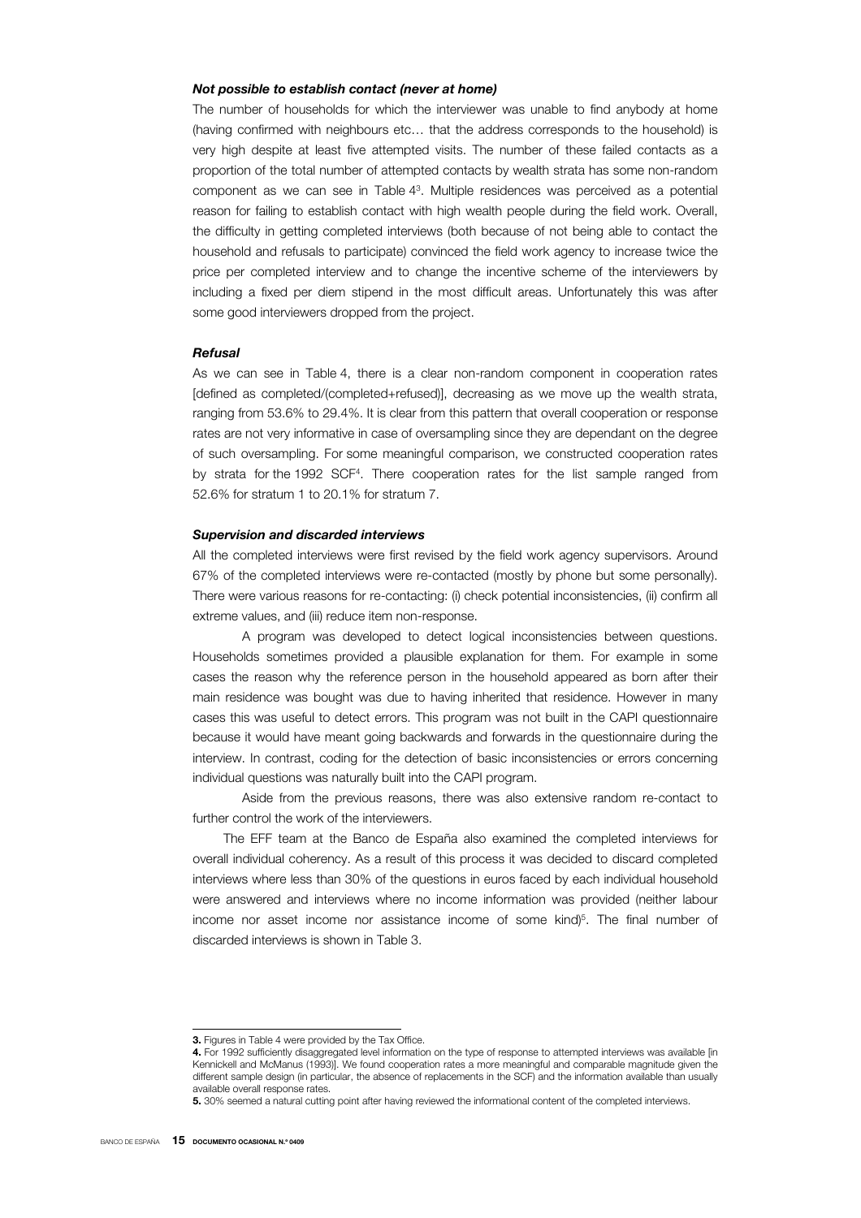***Not possible to establish contact (never at home)***

The number of households for which the interviewer was unable to find anybody at home (having confirmed with neighbours etc… that the address corresponds to the household) is very high despite at least five attempted visits. The number of these failed contacts as a proportion of the total number of attempted contacts by wealth strata has some non-random component as we can see in Table 4[3]. Multiple residences was perceived as a potential reason for failing to establish contact with high wealth people during the field work. Overall, the difficulty in getting completed interviews (both because of not being able to contact the household and refusals to participate) convinced the field work agency to increase twice the price per completed interview and to change the incentive scheme of the interviewers by including a fixed per diem stipend in the most difficult areas. Unfortunately this was after some good interviewers dropped from the project.

***Refusal***

As we can see in Table 4, there is a clear non-random component in cooperation rates [defined as completed/(completed+refused)], decreasing as we move up the wealth strata, ranging from 53.6% to 29.4%. It is clear from this pattern that overall cooperation or response rates are not very informative in case of oversampling since they are dependant on the degree of such oversampling. For some meaningful comparison, we constructed cooperation rates by strata for the 1992 SCF[4]. There cooperation rates for the list sample ranged from 52.6% for stratum 1 to 20.1% for stratum 7.

***Supervision and discarded interviews***

All the completed interviews were first revised by the field work agency supervisors. Around 67% of the completed interviews were re-contacted (mostly by phone but some personally). There were various reasons for re-contacting: (i) check potential inconsistencies, (ii) confirm all extreme values, and (iii) reduce item non-response.

A program was developed to detect logical inconsistencies between questions. Households sometimes provided a plausible explanation for them. For example in some cases the reason why the reference person in the household appeared as born after their main residence was bought was due to having inherited that residence. However in many cases this was useful to detect errors. This program was not built in the CAPI questionnaire because it would have meant going backwards and forwards in the questionnaire during the interview. In contrast, coding for the detection of basic inconsistencies or errors concerning individual questions was naturally built into the CAPI program.

Aside from the previous reasons, there was also extensive random re-contact to further control the work of the interviewers.

The EFF team at the Banco de España also examined the completed interviews for overall individual coherency. As a result of this process it was decided to discard completed interviews where less than 30% of the questions in euros faced by each individual household were answered and interviews where no income information was provided (neither labour income nor asset income nor assistance income of some kind)[5]. The final number of discarded interviews is shown in Table 3.

---

**3.** Figures in Table 4 were provided by the Tax Office.

**4.** For 1992 sufficiently disaggregated level information on the type of response to attempted interviews was available [in Kennickell and McManus (1993)]. We found cooperation rates a more meaningful and comparable magnitude given the different sample design (in particular, the absence of replacements in the SCF) and the information available than usually available overall response rates.

**5.** 30% seemed a natural cutting point after having reviewed the informational content of the completed interviews.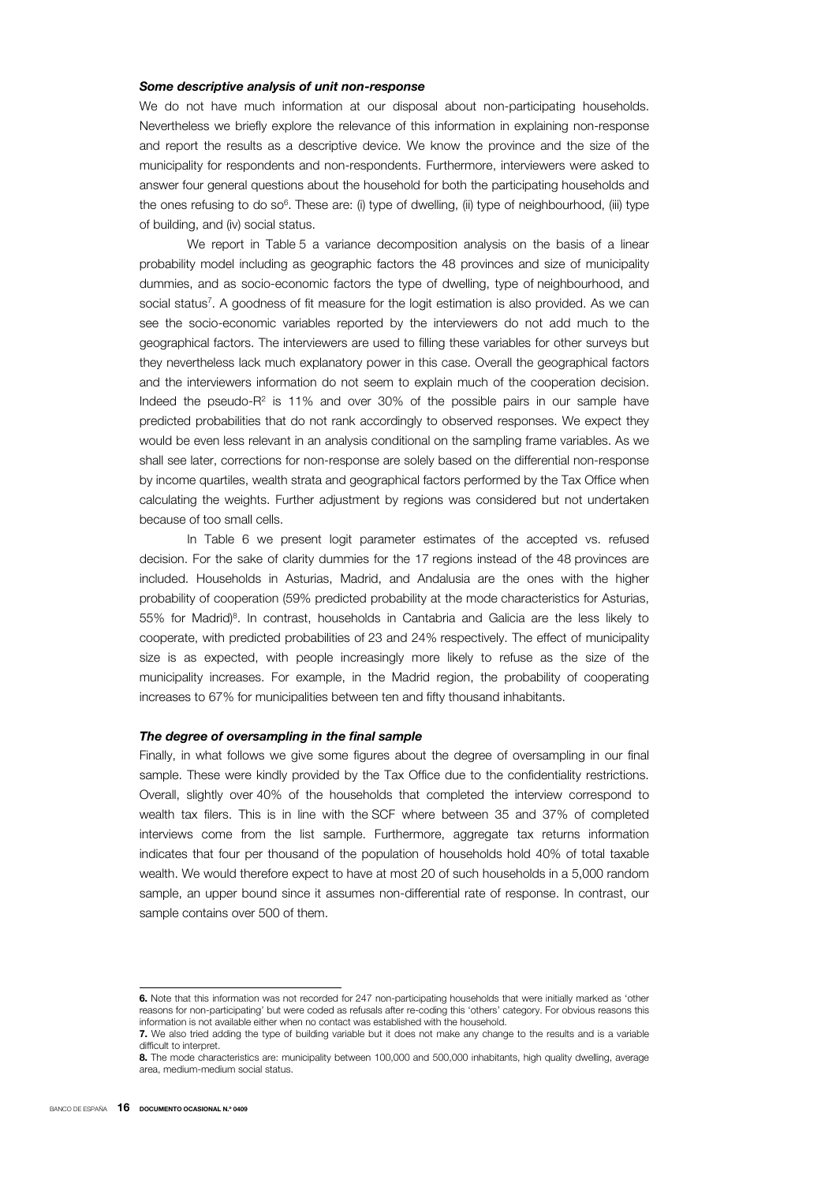### *Some descriptive analysis of unit non-response*

We do not have much information at our disposal about non-participating households. Nevertheless we briefly explore the relevance of this information in explaining non-response and report the results as a descriptive device. We know the province and the size of the municipality for respondents and non-respondents. Furthermore, interviewers were asked to answer four general questions about the household for both the participating households and the ones refusing to do so[6]. These are: (i) type of dwelling, (ii) type of neighbourhood, (iii) type of building, and (iv) social status.

We report in Table 5 a variance decomposition analysis on the basis of a linear probability model including as geographic factors the 48 provinces and size of municipality dummies, and as socio-economic factors the type of dwelling, type of neighbourhood, and social status[7]. A goodness of fit measure for the logit estimation is also provided. As we can see the socio-economic variables reported by the interviewers do not add much to the geographical factors. The interviewers are used to filling these variables for other surveys but they nevertheless lack much explanatory power in this case. Overall the geographical factors and the interviewers information do not seem to explain much of the cooperation decision. Indeed the pseudo-$R^2$ is 11% and over 30% of the possible pairs in our sample have predicted probabilities that do not rank accordingly to observed responses. We expect they would be even less relevant in an analysis conditional on the sampling frame variables. As we shall see later, corrections for non-response are solely based on the differential non-response by income quartiles, wealth strata and geographical factors performed by the Tax Office when calculating the weights. Further adjustment by regions was considered but not undertaken because of too small cells.

In Table 6 we present logit parameter estimates of the accepted vs. refused decision. For the sake of clarity dummies for the 17 regions instead of the 48 provinces are included. Households in Asturias, Madrid, and Andalusia are the ones with the higher probability of cooperation (59% predicted probability at the mode characteristics for Asturias, 55% for Madrid)[8]. In contrast, households in Cantabria and Galicia are the less likely to cooperate, with predicted probabilities of 23 and 24% respectively. The effect of municipality size is as expected, with people increasingly more likely to refuse as the size of the municipality increases. For example, in the Madrid region, the probability of cooperating increases to 67% for municipalities between ten and fifty thousand inhabitants.

### *The degree of oversampling in the final sample*

Finally, in what follows we give some figures about the degree of oversampling in our final sample. These were kindly provided by the Tax Office due to the confidentiality restrictions. Overall, slightly over 40% of the households that completed the interview correspond to wealth tax filers. This is in line with the SCF where between 35 and 37% of completed interviews come from the list sample. Furthermore, aggregate tax returns information indicates that four per thousand of the population of households hold 40% of total taxable wealth. We would therefore expect to have at most 20 of such households in a 5,000 random sample, an upper bound since it assumes non-differential rate of response. In contrast, our sample contains over 500 of them.

---

**6.** Note that this information was not recorded for 247 non-participating households that were initially marked as 'other reasons for non-participating' but were coded as refusals after re-coding this 'others' category. For obvious reasons this information is not available either when no contact was established with the household.

**7.** We also tried adding the type of building variable but it does not make any change to the results and is a variable difficult to interpret.

**8.** The mode characteristics are: municipality between 100,000 and 500,000 inhabitants, high quality dwelling, average area, medium-medium social status.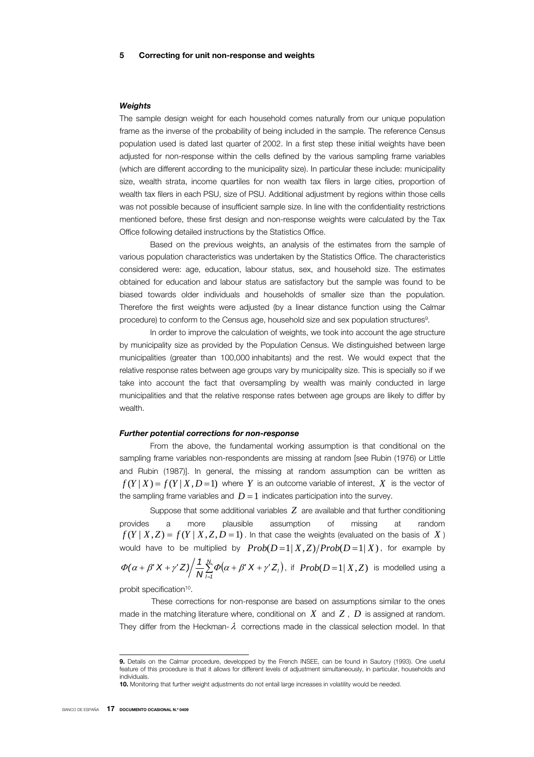## 5 Correcting for unit non-response and weights

### *Weights*

The sample design weight for each household comes naturally from our unique population frame as the inverse of the probability of being included in the sample. The reference Census population used is dated last quarter of 2002. In a first step these initial weights have been adjusted for non-response within the cells defined by the various sampling frame variables (which are different according to the municipality size). In particular these include: municipality size, wealth strata, income quartiles for non wealth tax filers in large cities, proportion of wealth tax filers in each PSU, size of PSU. Additional adjustment by regions within those cells was not possible because of insufficient sample size. In line with the confidentiality restrictions mentioned before, these first design and non-response weights were calculated by the Tax Office following detailed instructions by the Statistics Office.

Based on the previous weights, an analysis of the estimates from the sample of various population characteristics was undertaken by the Statistics Office. The characteristics considered were: age, education, labour status, sex, and household size. The estimates obtained for education and labour status are satisfactory but the sample was found to be biased towards older individuals and households of smaller size than the population. Therefore the first weights were adjusted (by a linear distance function using the Calmar procedure) to conform to the Census age, household size and sex population structures[9].

In order to improve the calculation of weights, we took into account the age structure by municipality size as provided by the Population Census. We distinguished between large municipalities (greater than 100,000 inhabitants) and the rest. We would expect that the relative response rates between age groups vary by municipality size. This is specially so if we take into account the fact that oversampling by wealth was mainly conducted in large municipalities and that the relative response rates between age groups are likely to differ by wealth.

### *Further potential corrections for non-response*

From the above, the fundamental working assumption is that conditional on the sampling frame variables non-respondents are missing at random [see Rubin (1976) or Little and Rubin (1987)]. In general, the missing at random assumption can be written as $f(Y \mid X) = f(Y \mid X, D=1)$ where $Y$ is an outcome variable of interest, $X$ is the vector of the sampling frame variables and $D=1$ indicates participation into the survey.

Suppose that some additional variables $Z$ are available and that further conditioning provides a more plausible assumption of missing at random $f(Y \mid X, Z) = f(Y \mid X, Z, D=1)$. In that case the weights (evaluated on the basis of $X$) would have to be multiplied by $Prob(D=1 \mid X, Z)/Prob(D=1 \mid X)$, for example by $\Phi(\alpha + \beta' X + \gamma' Z) \Big/ \frac{1}{N} \sum_{l=1}^{N} \Phi(\alpha + \beta' X + \gamma' Z_l)$, if $Prob(D=1 \mid X, Z)$ is modelled using a probit specification[10].

These corrections for non-response are based on assumptions similar to the ones made in the matching literature where, conditional on $X$ and $Z$, $D$ is assigned at random. They differ from the Heckman-$\lambda$ corrections made in the classical selection model. In that

---

**9.** Details on the Calmar procedure, developped by the French INSEE, can be found in Sautory (1993). One useful feature of this procedure is that it allows for different levels of adjustment simultaneously, in particular, households and individuals.

**10.** Monitoring that further weight adjustments do not entail large increases in volatility would be needed.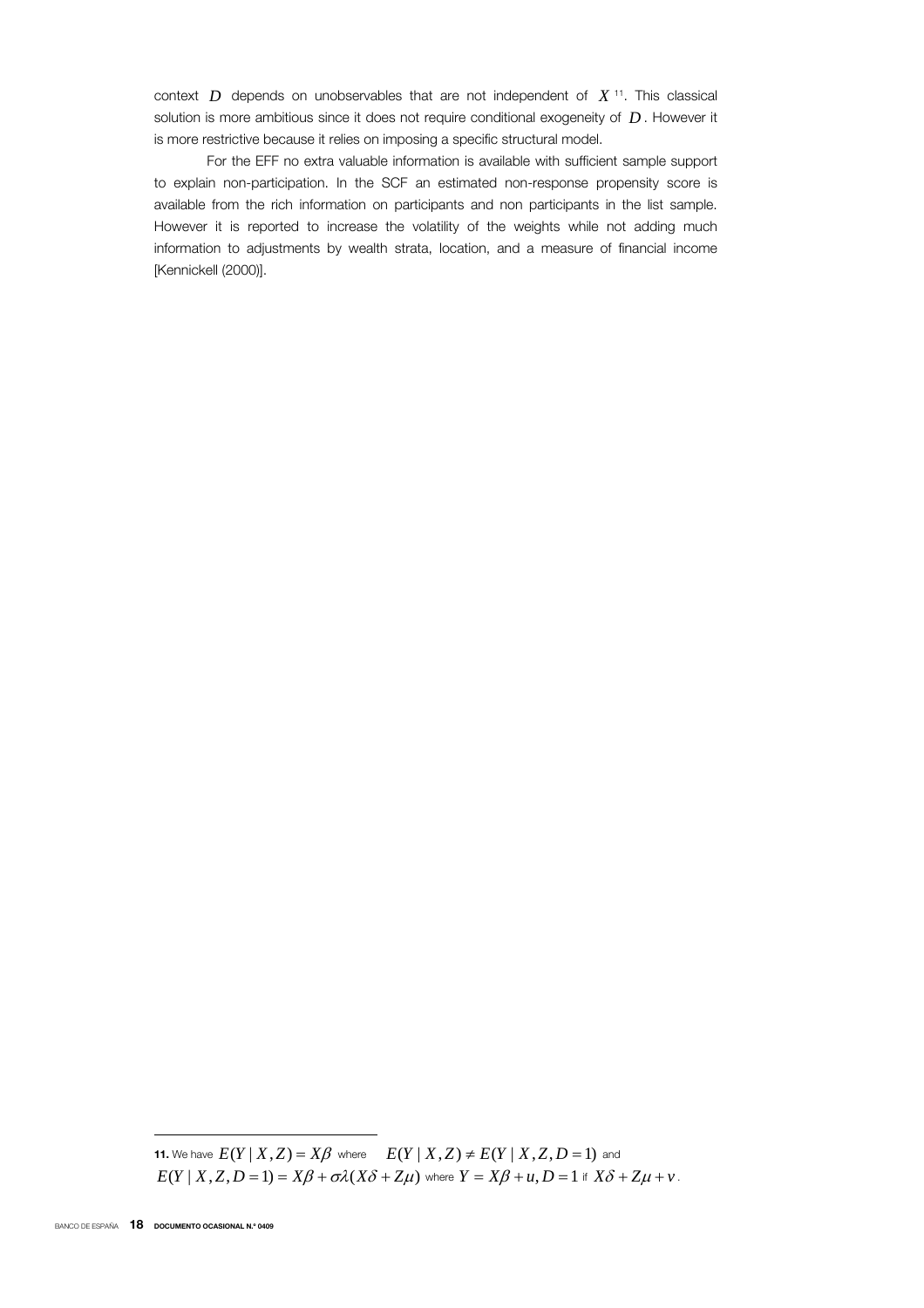context $D$ depends on unobservables that are not independent of $X$ [11]. This classical solution is more ambitious since it does not require conditional exogeneity of $D$. However it is more restrictive because it relies on imposing a specific structural model.

For the EFF no extra valuable information is available with sufficient sample support to explain non-participation. In the SCF an estimated non-response propensity score is available from the rich information on participants and non participants in the list sample. However it is reported to increase the volatility of the weights while not adding much information to adjustments by wealth strata, location, and a measure of financial income [Kennickell (2000)].

---

**11.** We have $E(Y \mid X, Z) = X\beta$ where $E(Y \mid X, Z) \neq E(Y \mid X, Z, D = 1)$ and $E(Y \mid X, Z, D = 1) = X\beta + \sigma\lambda(X\delta + Z\mu)$ where $Y = X\beta + u, D = 1$ if $X\delta + Z\mu + v$.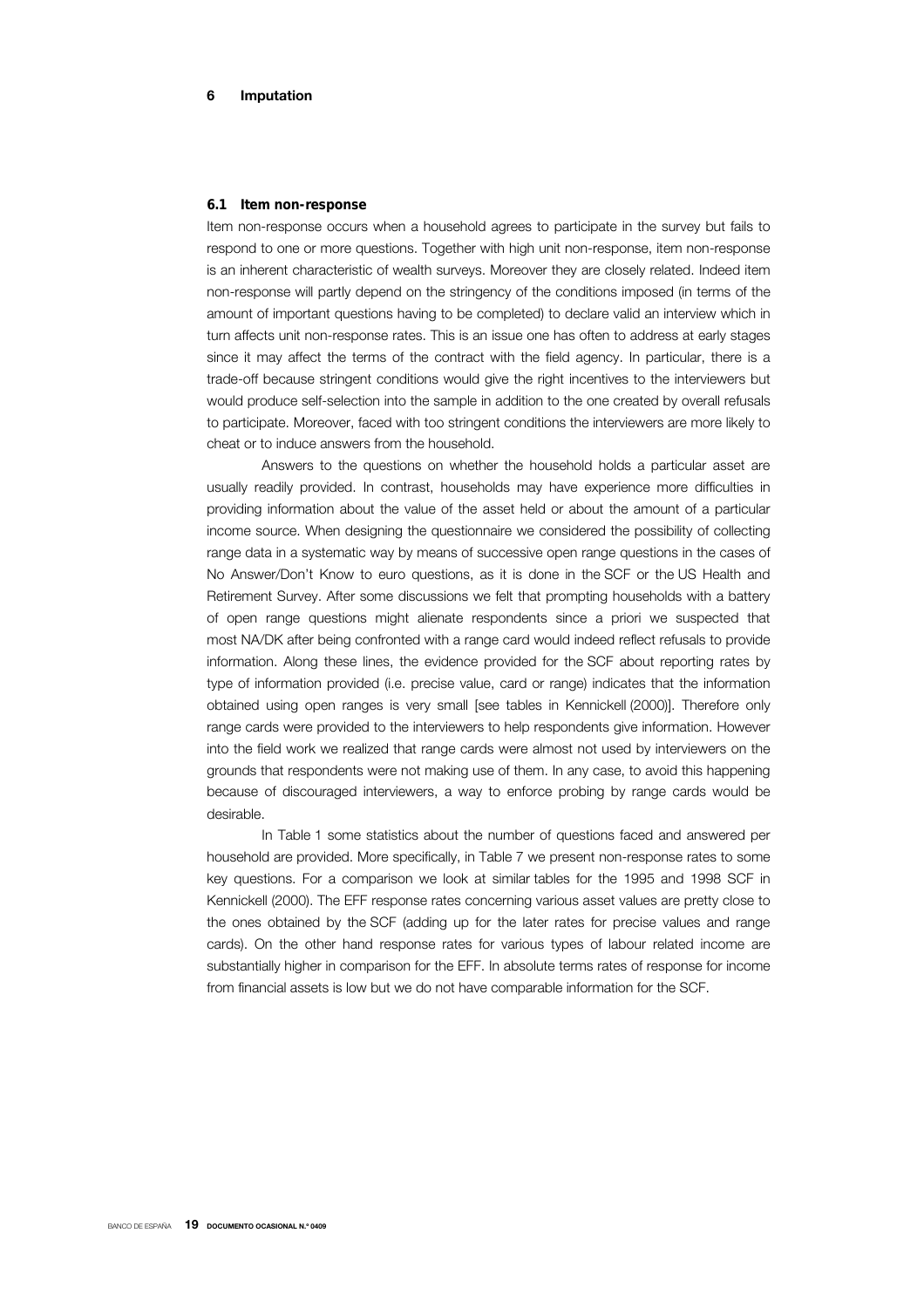# 6 Imputation

## 6.1 Item non-response

Item non-response occurs when a household agrees to participate in the survey but fails to respond to one or more questions. Together with high unit non-response, item non-response is an inherent characteristic of wealth surveys. Moreover they are closely related. Indeed item non-response will partly depend on the stringency of the conditions imposed (in terms of the amount of important questions having to be completed) to declare valid an interview which in turn affects unit non-response rates. This is an issue one has often to address at early stages since it may affect the terms of the contract with the field agency. In particular, there is a trade-off because stringent conditions would give the right incentives to the interviewers but would produce self-selection into the sample in addition to the one created by overall refusals to participate. Moreover, faced with too stringent conditions the interviewers are more likely to cheat or to induce answers from the household.

Answers to the questions on whether the household holds a particular asset are usually readily provided. In contrast, households may have experience more difficulties in providing information about the value of the asset held or about the amount of a particular income source. When designing the questionnaire we considered the possibility of collecting range data in a systematic way by means of successive open range questions in the cases of No Answer/Don't Know to euro questions, as it is done in the SCF or the US Health and Retirement Survey. After some discussions we felt that prompting households with a battery of open range questions might alienate respondents since a priori we suspected that most NA/DK after being confronted with a range card would indeed reflect refusals to provide information. Along these lines, the evidence provided for the SCF about reporting rates by type of information provided (i.e. precise value, card or range) indicates that the information obtained using open ranges is very small [see tables in Kennickell (2000)]. Therefore only range cards were provided to the interviewers to help respondents give information. However into the field work we realized that range cards were almost not used by interviewers on the grounds that respondents were not making use of them. In any case, to avoid this happening because of discouraged interviewers, a way to enforce probing by range cards would be desirable.

In Table 1 some statistics about the number of questions faced and answered per household are provided. More specifically, in Table 7 we present non-response rates to some key questions. For a comparison we look at similar tables for the 1995 and 1998 SCF in Kennickell (2000). The EFF response rates concerning various asset values are pretty close to the ones obtained by the SCF (adding up for the later rates for precise values and range cards). On the other hand response rates for various types of labour related income are substantially higher in comparison for the EFF. In absolute terms rates of response for income from financial assets is low but we do not have comparable information for the SCF.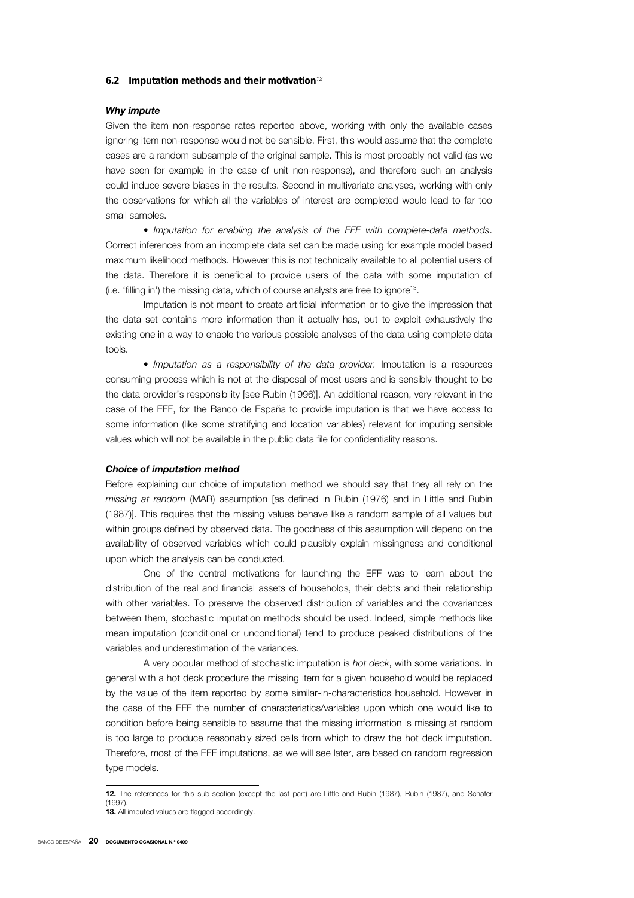## 6.2 Imputation methods and their motivation[12]

### *Why impute*

Given the item non-response rates reported above, working with only the available cases ignoring item non-response would not be sensible. First, this would assume that the complete cases are a random subsample of the original sample. This is most probably not valid (as we have seen for example in the case of unit non-response), and therefore such an analysis could induce severe biases in the results. Second in multivariate analyses, working with only the observations for which all the variables of interest are completed would lead to far too small samples.

• *Imputation for enabling the analysis of the EFF with complete-data methods*. Correct inferences from an incomplete data set can be made using for example model based maximum likelihood methods. However this is not technically available to all potential users of the data. Therefore it is beneficial to provide users of the data with some imputation of (i.e. 'filling in') the missing data, which of course analysts are free to ignore[13].

Imputation is not meant to create artificial information or to give the impression that the data set contains more information than it actually has, but to exploit exhaustively the existing one in a way to enable the various possible analyses of the data using complete data tools.

• *Imputation as a responsibility of the data provider.* Imputation is a resources consuming process which is not at the disposal of most users and is sensibly thought to be the data provider's responsibility [see Rubin (1996)]. An additional reason, very relevant in the case of the EFF, for the Banco de España to provide imputation is that we have access to some information (like some stratifying and location variables) relevant for imputing sensible values which will not be available in the public data file for confidentiality reasons.

### *Choice of imputation method*

Before explaining our choice of imputation method we should say that they all rely on the *missing at random* (MAR) assumption [as defined in Rubin (1976) and in Little and Rubin (1987)]. This requires that the missing values behave like a random sample of all values but within groups defined by observed data. The goodness of this assumption will depend on the availability of observed variables which could plausibly explain missingness and conditional upon which the analysis can be conducted.

One of the central motivations for launching the EFF was to learn about the distribution of the real and financial assets of households, their debts and their relationship with other variables. To preserve the observed distribution of variables and the covariances between them, stochastic imputation methods should be used. Indeed, simple methods like mean imputation (conditional or unconditional) tend to produce peaked distributions of the variables and underestimation of the variances.

A very popular method of stochastic imputation is *hot deck*, with some variations. In general with a hot deck procedure the missing item for a given household would be replaced by the value of the item reported by some similar-in-characteristics household. However in the case of the EFF the number of characteristics/variables upon which one would like to condition before being sensible to assume that the missing information is missing at random is too large to produce reasonably sized cells from which to draw the hot deck imputation. Therefore, most of the EFF imputations, as we will see later, are based on random regression type models.

---

**12.** The references for this sub-section (except the last part) are Little and Rubin (1987), Rubin (1987), and Schafer (1997).

**13.** All imputed values are flagged accordingly.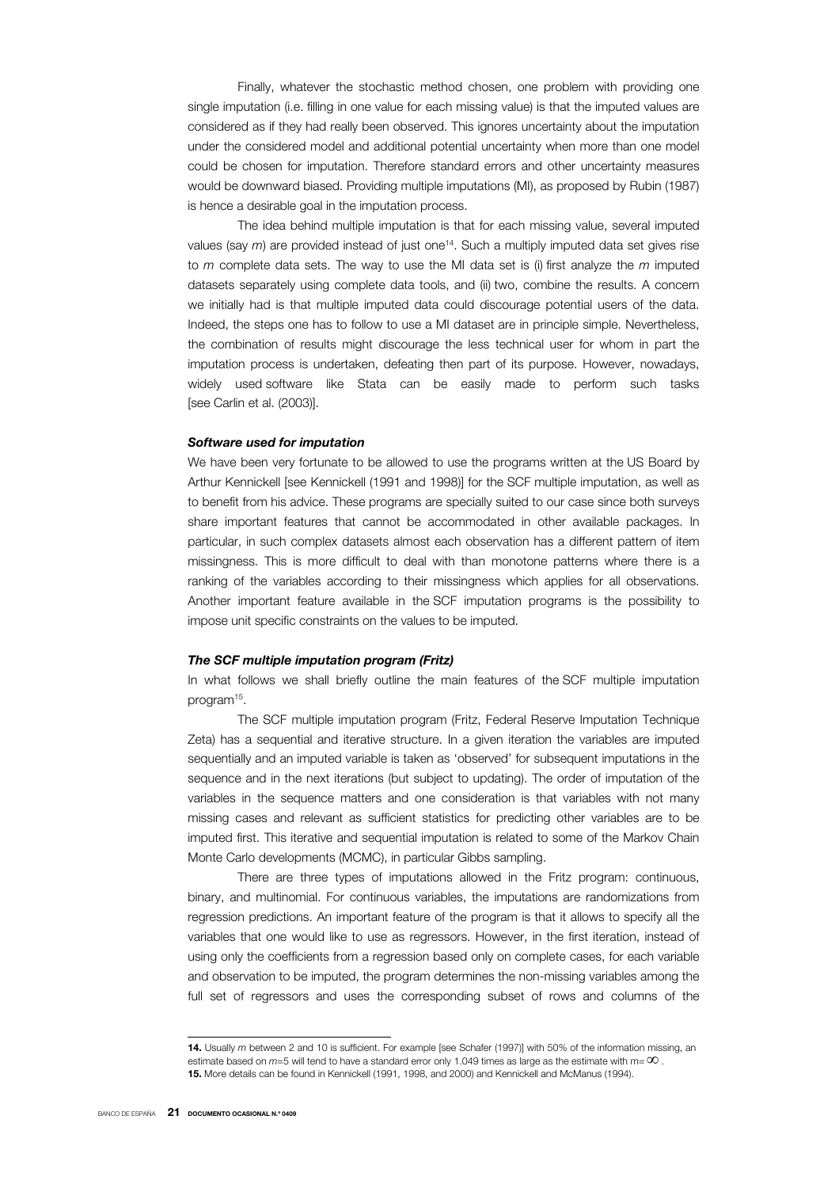Finally, whatever the stochastic method chosen, one problem with providing one single imputation (i.e. filling in one value for each missing value) is that the imputed values are considered as if they had really been observed. This ignores uncertainty about the imputation under the considered model and additional potential uncertainty when more than one model could be chosen for imputation. Therefore standard errors and other uncertainty measures would be downward biased. Providing multiple imputations (MI), as proposed by Rubin (1987) is hence a desirable goal in the imputation process.

The idea behind multiple imputation is that for each missing value, several imputed values (say $m$) are provided instead of just one[14]. Such a multiply imputed data set gives rise to $m$ complete data sets. The way to use the MI data set is (i) first analyze the $m$ imputed datasets separately using complete data tools, and (ii) two, combine the results. A concern we initially had is that multiple imputed data could discourage potential users of the data. Indeed, the steps one has to follow to use a MI dataset are in principle simple. Nevertheless, the combination of results might discourage the less technical user for whom in part the imputation process is undertaken, defeating then part of its purpose. However, nowadays, widely used software like Stata can be easily made to perform such tasks [see Carlin et al. (2003)].

***Software used for imputation***

We have been very fortunate to be allowed to use the programs written at the US Board by Arthur Kennickell [see Kennickell (1991 and 1998)] for the SCF multiple imputation, as well as to benefit from his advice. These programs are specially suited to our case since both surveys share important features that cannot be accommodated in other available packages. In particular, in such complex datasets almost each observation has a different pattern of item missingness. This is more difficult to deal with than monotone patterns where there is a ranking of the variables according to their missingness which applies for all observations. Another important feature available in the SCF imputation programs is the possibility to impose unit specific constraints on the values to be imputed.

***The SCF multiple imputation program (Fritz)***

In what follows we shall briefly outline the main features of the SCF multiple imputation program[15].

The SCF multiple imputation program (Fritz, Federal Reserve Imputation Technique Zeta) has a sequential and iterative structure. In a given iteration the variables are imputed sequentially and an imputed variable is taken as 'observed' for subsequent imputations in the sequence and in the next iterations (but subject to updating). The order of imputation of the variables in the sequence matters and one consideration is that variables with not many missing cases and relevant as sufficient statistics for predicting other variables are to be imputed first. This iterative and sequential imputation is related to some of the Markov Chain Monte Carlo developments (MCMC), in particular Gibbs sampling.

There are three types of imputations allowed in the Fritz program: continuous, binary, and multinomial. For continuous variables, the imputations are randomizations from regression predictions. An important feature of the program is that it allows to specify all the variables that one would like to use as regressors. However, in the first iteration, instead of using only the coefficients from a regression based only on complete cases, for each variable and observation to be imputed, the program determines the non-missing variables among the full set of regressors and uses the corresponding subset of rows and columns of the

---

**14.** Usually $m$ between 2 and 10 is sufficient. For example [see Schafer (1997)] with 50% of the information missing, an estimate based on $m$=5 will tend to have a standard error only 1.049 times as large as the estimate with $m=\infty$.

**15.** More details can be found in Kennickell (1991, 1998, and 2000) and Kennickell and McManus (1994).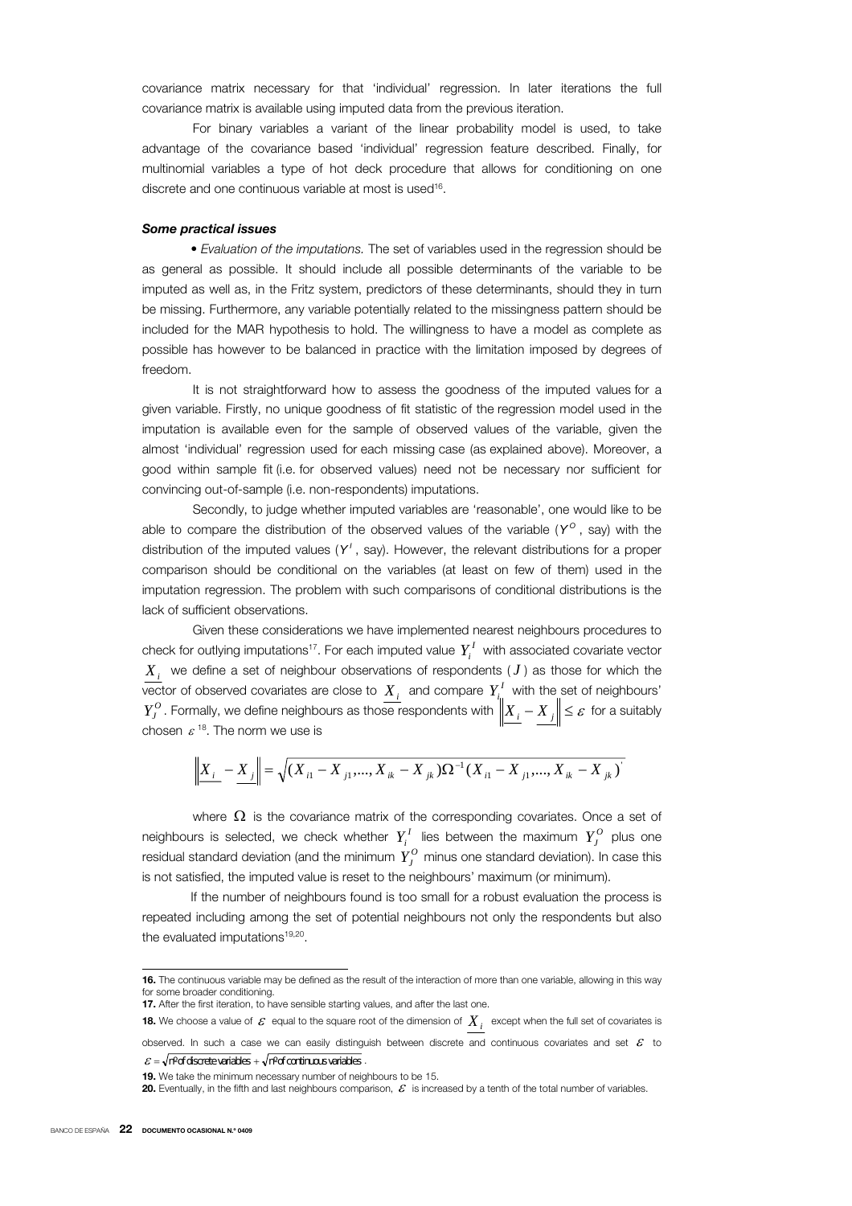covariance matrix necessary for that 'individual' regression. In later iterations the full covariance matrix is available using imputed data from the previous iteration.

For binary variables a variant of the linear probability model is used, to take advantage of the covariance based 'individual' regression feature described. Finally, for multinomial variables a type of hot deck procedure that allows for conditioning on one discrete and one continuous variable at most is used[16].

***Some practical issues***

• *Evaluation of the imputations.* The set of variables used in the regression should be as general as possible. It should include all possible determinants of the variable to be imputed as well as, in the Fritz system, predictors of these determinants, should they in turn be missing. Furthermore, any variable potentially related to the missingness pattern should be included for the MAR hypothesis to hold. The willingness to have a model as complete as possible has however to be balanced in practice with the limitation imposed by degrees of freedom.

It is not straightforward how to assess the goodness of the imputed values for a given variable. Firstly, no unique goodness of fit statistic of the regression model used in the imputation is available even for the sample of observed values of the variable, given the almost 'individual' regression used for each missing case (as explained above). Moreover, a good within sample fit (i.e. for observed values) need not be necessary nor sufficient for convincing out-of-sample (i.e. non-respondents) imputations.

Secondly, to judge whether imputed variables are 'reasonable', one would like to be able to compare the distribution of the observed values of the variable ($Y^O$, say) with the distribution of the imputed values ($Y^I$, say). However, the relevant distributions for a proper comparison should be conditional on the variables (at least on few of them) used in the imputation regression. The problem with such comparisons of conditional distributions is the lack of sufficient observations.

Given these considerations we have implemented nearest neighbours procedures to check for outlying imputations[17]. For each imputed value $Y_i^I$ with associated covariate vector $\underline{X_i}$ we define a set of neighbour observations of respondents ($J$) as those for which the vector of observed covariates are close to $\underline{X_i}$ and compare $Y_i^I$ with the set of neighbours' $Y_J^O$. Formally, we define neighbours as those respondents with $\left\| \underline{X_i} - \underline{X_j} \right\| \leq \varepsilon$ for a suitably chosen $\varepsilon$[18]. The norm we use is

$$\left\| \underline{X_i} - \underline{X_j} \right\| = \sqrt{(X_{i1} - X_{j1}, ..., X_{ik} - X_{jk}) \Omega^{-1} (X_{i1} - X_{j1}, ..., X_{ik} - X_{jk})'}$$

where $\Omega$ is the covariance matrix of the corresponding covariates. Once a set of neighbours is selected, we check whether $Y_i^I$ lies between the maximum $Y_J^O$ plus one residual standard deviation (and the minimum $Y_J^O$ minus one standard deviation). In case this is not satisfied, the imputed value is reset to the neighbours' maximum (or minimum).

If the number of neighbours found is too small for a robust evaluation the process is repeated including among the set of potential neighbours not only the respondents but also the evaluated imputations[19,20].

---

**16.** The continuous variable may be defined as the result of the interaction of more than one variable, allowing in this way for some broader conditioning.

**17.** After the first iteration, to have sensible starting values, and after the last one.

**18.** We choose a value of $\varepsilon$ equal to the square root of the dimension of $\underline{X_i}$ except when the full set of covariates is observed. In such a case we can easily distinguish between discrete and continuous covariates and set $\varepsilon$ to $\varepsilon = \sqrt{\text{nº of discrete variables}} + \sqrt{\text{nº of continuous variables}}$.

**19.** We take the minimum necessary number of neighbours to be 15.

**20.** Eventually, in the fifth and last neighbours comparison, $\varepsilon$ is increased by a tenth of the total number of variables.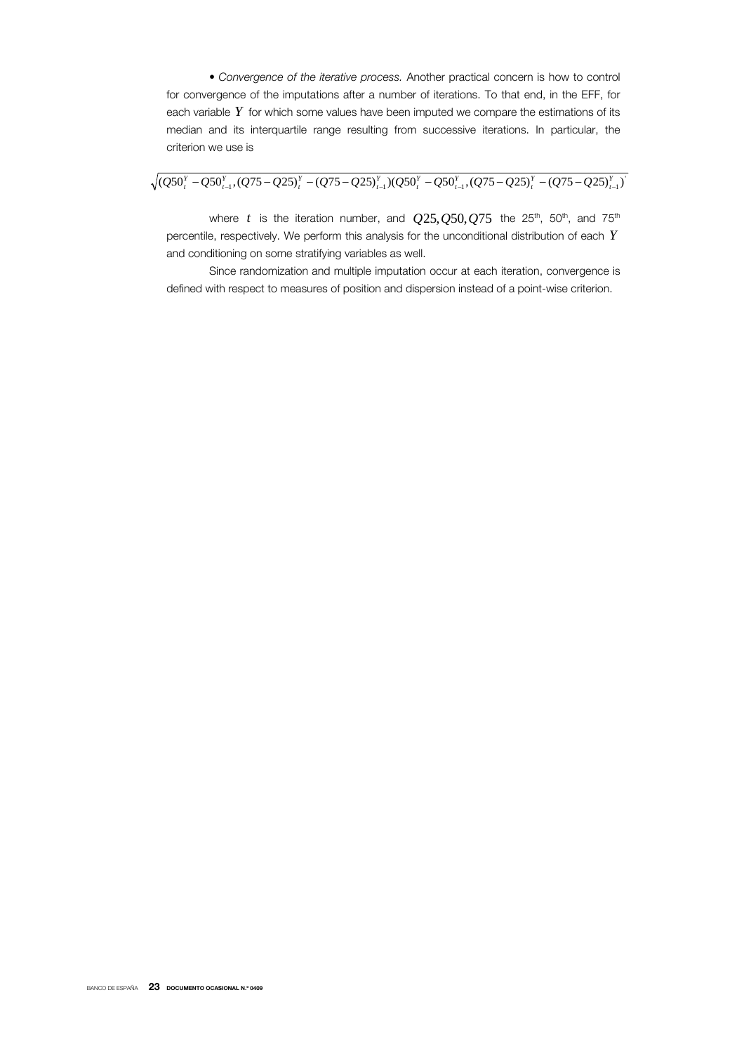• *Convergence of the iterative process.* Another practical concern is how to control for convergence of the imputations after a number of iterations. To that end, in the EFF, for each variable $Y$ for which some values have been imputed we compare the estimations of its median and its interquartile range resulting from successive iterations. In particular, the criterion we use is

$$\sqrt{(Q50_t^Y - Q50_{t-1}^Y, (Q75-Q25)_t^Y - (Q75-Q25)_{t-1}^Y)(Q50_t^Y - Q50_{t-1}^Y, (Q75-Q25)_t^Y - (Q75-Q25)_{t-1}^Y)'}$$

where $t$ is the iteration number, and $Q25, Q50, Q75$ the 25th, 50th, and 75th percentile, respectively. We perform this analysis for the unconditional distribution of each $Y$ and conditioning on some stratifying variables as well.

Since randomization and multiple imputation occur at each iteration, convergence is defined with respect to measures of position and dispersion instead of a point-wise criterion.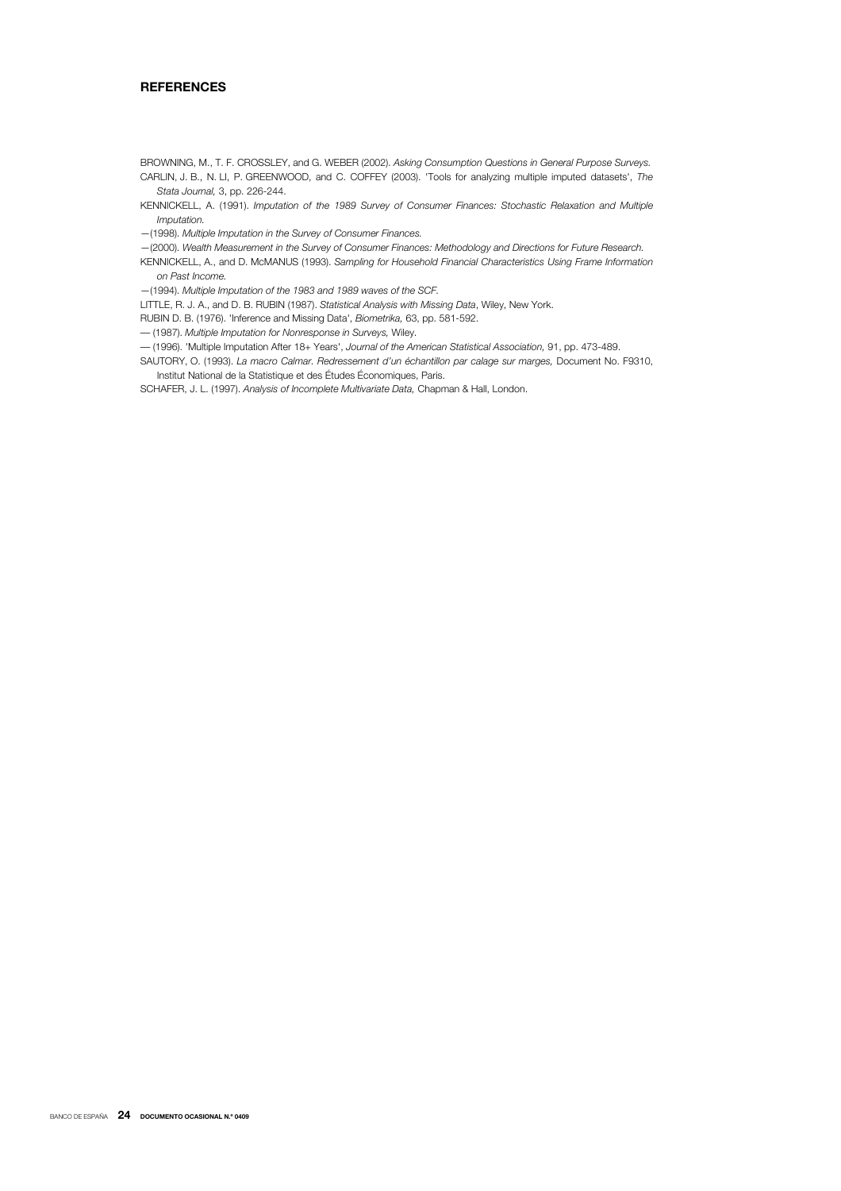## REFERENCES

BROWNING, M., T. F. CROSSLEY, and G. WEBER (2002). *Asking Consumption Questions in General Purpose Surveys*.

CARLIN, J. B., N. LI, P. GREENWOOD, and C. COFFEY (2003). 'Tools for analyzing multiple imputed datasets', *The Stata Journal*, 3, pp. 226-244.

KENNICKELL, A. (1991). *Imputation of the 1989 Survey of Consumer Finances: Stochastic Relaxation and Multiple Imputation*.

—(1998). *Multiple Imputation in the Survey of Consumer Finances*.

—(2000). *Wealth Measurement in the Survey of Consumer Finances: Methodology and Directions for Future Research*.

KENNICKELL, A., and D. McMANUS (1993). *Sampling for Household Financial Characteristics Using Frame Information on Past Income*.

—(1994). *Multiple Imputation of the 1983 and 1989 waves of the SCF*.

LITTLE, R. J. A., and D. B. RUBIN (1987). *Statistical Analysis with Missing Data*, Wiley, New York.

RUBIN D. B. (1976). 'Inference and Missing Data', *Biometrika*, 63, pp. 581-592.

— (1987). *Multiple Imputation for Nonresponse in Surveys*, Wiley.

— (1996). 'Multiple Imputation After 18+ Years', *Journal of the American Statistical Association*, 91, pp. 473-489.

SAUTORY, O. (1993). *La macro Calmar. Redressement d'un échantillon par calage sur marges*, Document No. F9310, Institut National de la Statistique et des Études Économiques, Paris.

SCHAFER, J. L. (1997). *Analysis of Incomplete Multivariate Data*, Chapman & Hall, London.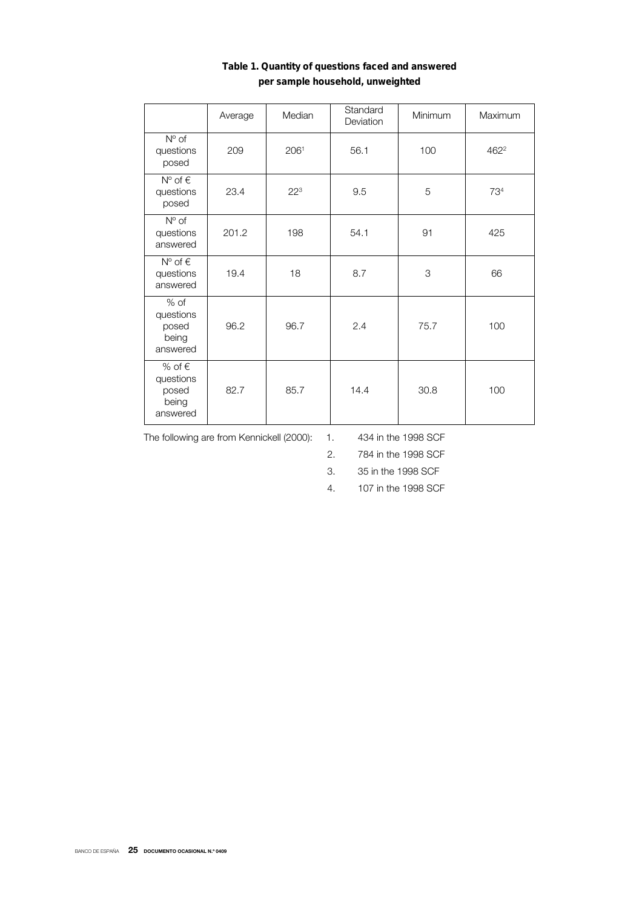**Table 1. Quantity of questions faced and answered per sample household, unweighted**

| | Average | Median | Standard Deviation | Minimum | Maximum |
|---|---|---|---|---|---|
| Nº of questions posed | 209 | 206[1] | 56.1 | 100 | 462[2] |
| Nº of € questions posed | 23.4 | 22[3] | 9.5 | 5 | 73[4] |
| Nº of questions answered | 201.2 | 198 | 54.1 | 91 | 425 |
| Nº of € questions answered | 19.4 | 18 | 8.7 | 3 | 66 |
| % of questions posed being answered | 96.2 | 96.7 | 2.4 | 75.7 | 100 |
| % of € questions posed being answered | 82.7 | 85.7 | 14.4 | 30.8 | 100 |

The following are from Kennickell (2000):

1. 434 in the 1998 SCF
2. 784 in the 1998 SCF
3. 35 in the 1998 SCF
4. 107 in the 1998 SCF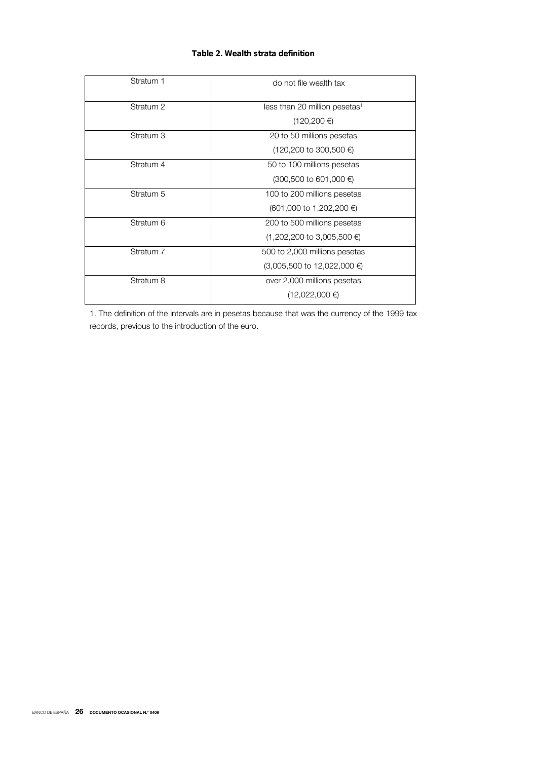**Table 2. Wealth strata definition**

| Stratum | Definition |
|---|---|
| Stratum 1 | do not file wealth tax |
| Stratum 2 | less than 20 million pesetas[1] (120,200 €) |
| Stratum 3 | 20 to 50 millions pesetas (120,200 to 300,500 €) |
| Stratum 4 | 50 to 100 millions pesetas (300,500 to 601,000 €) |
| Stratum 5 | 100 to 200 millions pesetas (601,000 to 1,202,200 €) |
| Stratum 6 | 200 to 500 millions pesetas (1,202,200 to 3,005,500 €) |
| Stratum 7 | 500 to 2,000 millions pesetas (3,005,500 to 12,022,000 €) |
| Stratum 8 | over 2,000 millions pesetas (12,022,000 €) |

1. The definition of the intervals are in pesetas because that was the currency of the 1999 tax records, previous to the introduction of the euro.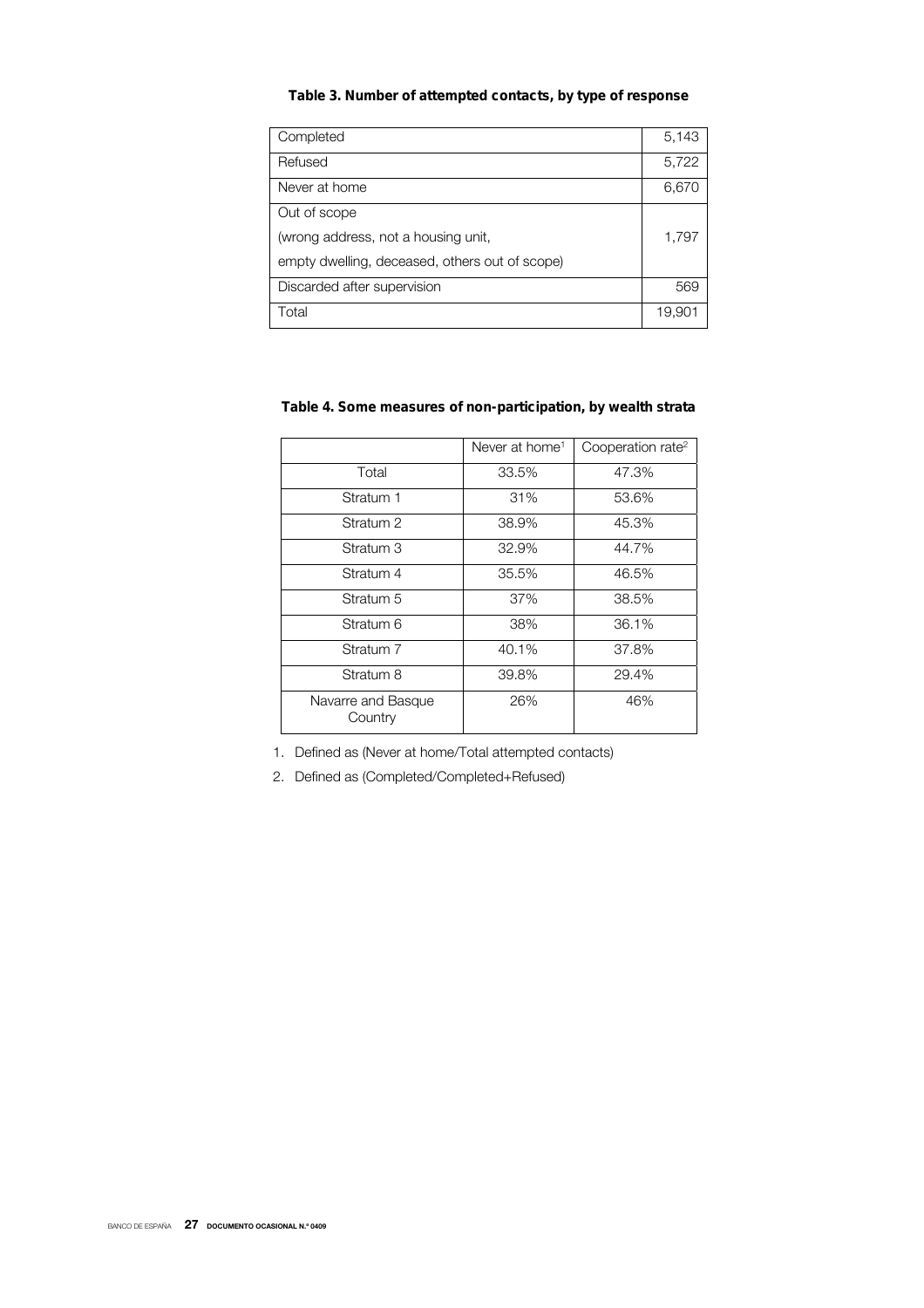**Table 3. Number of attempted contacts, by type of response**

| | |
|---|---|
| Completed | 5,143 |
| Refused | 5,722 |
| Never at home | 6,670 |
| Out of scope (wrong address, not a housing unit, empty dwelling, deceased, others out of scope) | 1,797 |
| Discarded after supervision | 569 |
| Total | 19,901 |

**Table 4. Some measures of non-participation, by wealth strata**

| | Never at home[1] | Cooperation rate[2] |
|---|---|---|
| Total | 33.5% | 47.3% |
| Stratum 1 | 31% | 53.6% |
| Stratum 2 | 38.9% | 45.3% |
| Stratum 3 | 32.9% | 44.7% |
| Stratum 4 | 35.5% | 46.5% |
| Stratum 5 | 37% | 38.5% |
| Stratum 6 | 38% | 36.1% |
| Stratum 7 | 40.1% | 37.8% |
| Stratum 8 | 39.8% | 29.4% |
| Navarre and Basque Country | 26% | 46% |

1. Defined as (Never at home/Total attempted contacts)
2. Defined as (Completed/Completed+Refused)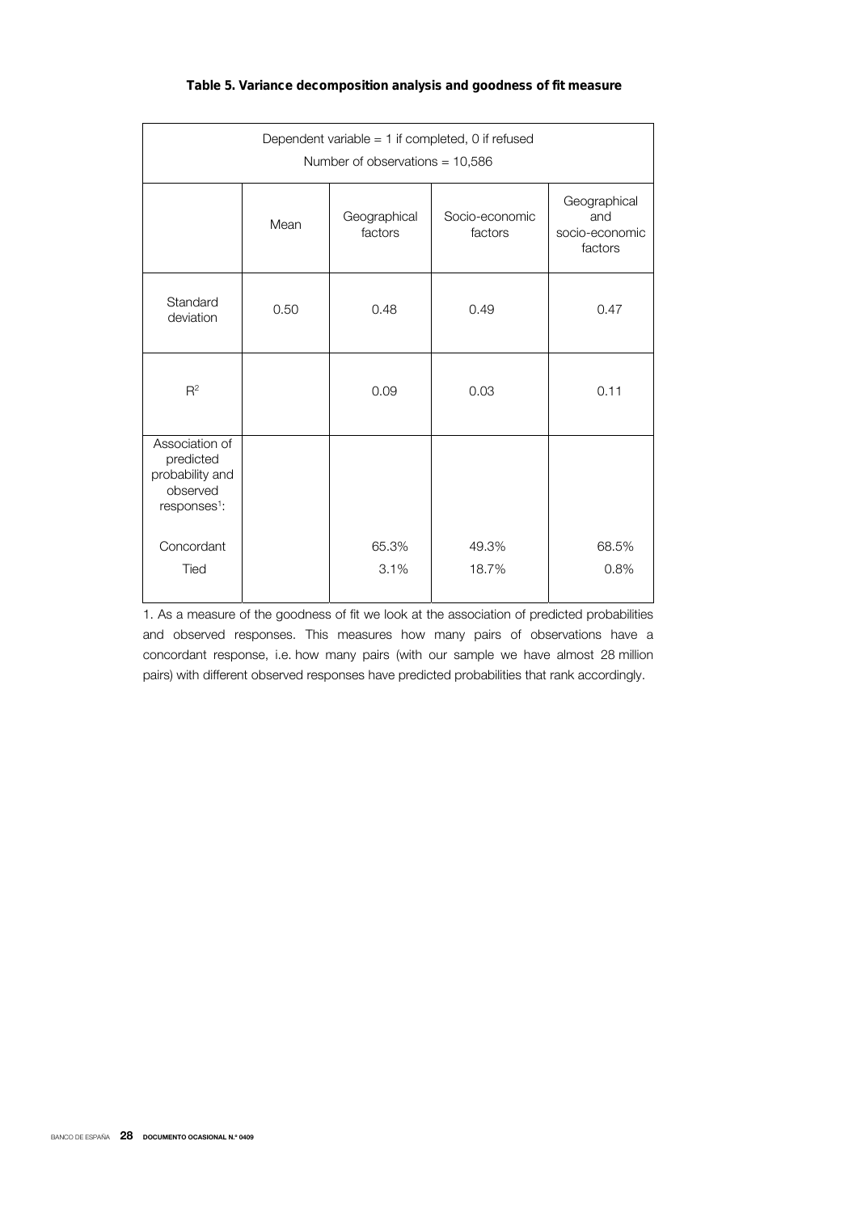**Table 5. Variance decomposition analysis and goodness of fit measure**

| Dependent variable = 1 if completed, 0 if refused<br>Number of observations = 10,586 | | | | |
|---|---|---|---|---|
| | Mean | Geographical factors | Socio-economic factors | Geographical and socio-economic factors |
| Standard deviation | 0.50 | 0.48 | 0.49 | 0.47 |
| $R^2$ | | 0.09 | 0.03 | 0.11 |
| Association of predicted probability and observed responses[1]: | | | | |
| Concordant | | 65.3% | 49.3% | 68.5% |
| Tied | | 3.1% | 18.7% | 0.8% |

1. As a measure of the goodness of fit we look at the association of predicted probabilities and observed responses. This measures how many pairs of observations have a concordant response, i.e. how many pairs (with our sample we have almost 28 million pairs) with different observed responses have predicted probabilities that rank accordingly.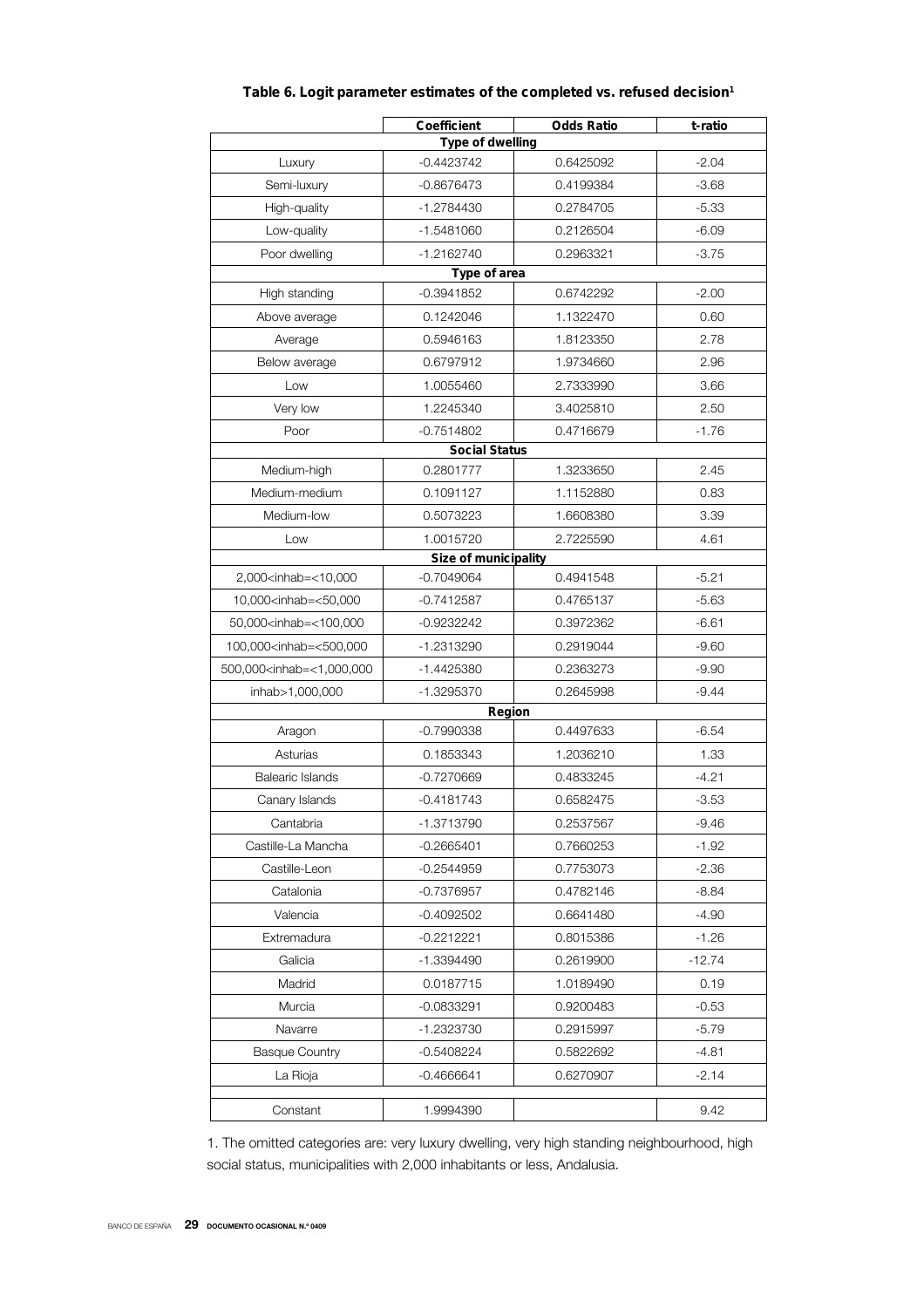**Table 6. Logit parameter estimates of the completed vs. refused decision**[1]

| | Coefficient | Odds Ratio | t-ratio |
|---|---|---|---|
| **Type of dwelling** | | | |
| Luxury | -0.4423742 | 0.6425092 | -2.04 |
| Semi-luxury | -0.8676473 | 0.4199384 | -3.68 |
| High-quality | -1.2784430 | 0.2784705 | -5.33 |
| Low-quality | -1.5481060 | 0.2126504 | -6.09 |
| Poor dwelling | -1.2162740 | 0.2963321 | -3.75 |
| **Type of area** | | | |
| High standing | -0.3941852 | 0.6742292 | -2.00 |
| Above average | 0.1242046 | 1.1322470 | 0.60 |
| Average | 0.5946163 | 1.8123350 | 2.78 |
| Below average | 0.6797912 | 1.9734660 | 2.96 |
| Low | 1.0055460 | 2.7333990 | 3.66 |
| Very low | 1.2245340 | 3.4025810 | 2.50 |
| Poor | -0.7514802 | 0.4716679 | -1.76 |
| **Social Status** | | | |
| Medium-high | 0.2801777 | 1.3233650 | 2.45 |
| Medium-medium | 0.1091127 | 1.1152880 | 0.83 |
| Medium-low | 0.5073223 | 1.6608380 | 3.39 |
| Low | 1.0015720 | 2.7225590 | 4.61 |
| **Size of municipality** | | | |
| 2,000<inhab=<10,000 | -0.7049064 | 0.4941548 | -5.21 |
| 10,000<inhab=<50,000 | -0.7412587 | 0.4765137 | -5.63 |
| 50,000<inhab=<100,000 | -0.9232242 | 0.3972362 | -6.61 |
| 100,000<inhab=<500,000 | -1.2313290 | 0.2919044 | -9.60 |
| 500,000<inhab=<1,000,000 | -1.4425380 | 0.2363273 | -9.90 |
| inhab>1,000,000 | -1.3295370 | 0.2645998 | -9.44 |
| **Region** | | | |
| Aragon | -0.7990338 | 0.4497633 | -6.54 |
| Asturias | 0.1853343 | 1.2036210 | 1.33 |
| Balearic Islands | -0.7270669 | 0.4833245 | -4.21 |
| Canary Islands | -0.4181743 | 0.6582475 | -3.53 |
| Cantabria | -1.3713790 | 0.2537567 | -9.46 |
| Castille-La Mancha | -0.2665401 | 0.7660253 | -1.92 |
| Castille-Leon | -0.2544959 | 0.7753073 | -2.36 |
| Catalonia | -0.7376957 | 0.4782146 | -8.84 |
| Valencia | -0.4092502 | 0.6641480 | -4.90 |
| Extremadura | -0.2212221 | 0.8015386 | -1.26 |
| Galicia | -1.3394490 | 0.2619900 | -12.74 |
| Madrid | 0.0187715 | 1.0189490 | 0.19 |
| Murcia | -0.0833291 | 0.9200483 | -0.53 |
| Navarre | -1.2323730 | 0.2915997 | -5.79 |
| Basque Country | -0.5408224 | 0.5822692 | -4.81 |
| La Rioja | -0.4666641 | 0.6270907 | -2.14 |
| Constant | 1.9994390 | | 9.42 |

1. The omitted categories are: very luxury dwelling, very high standing neighbourhood, high social status, municipalities with 2,000 inhabitants or less, Andalusia.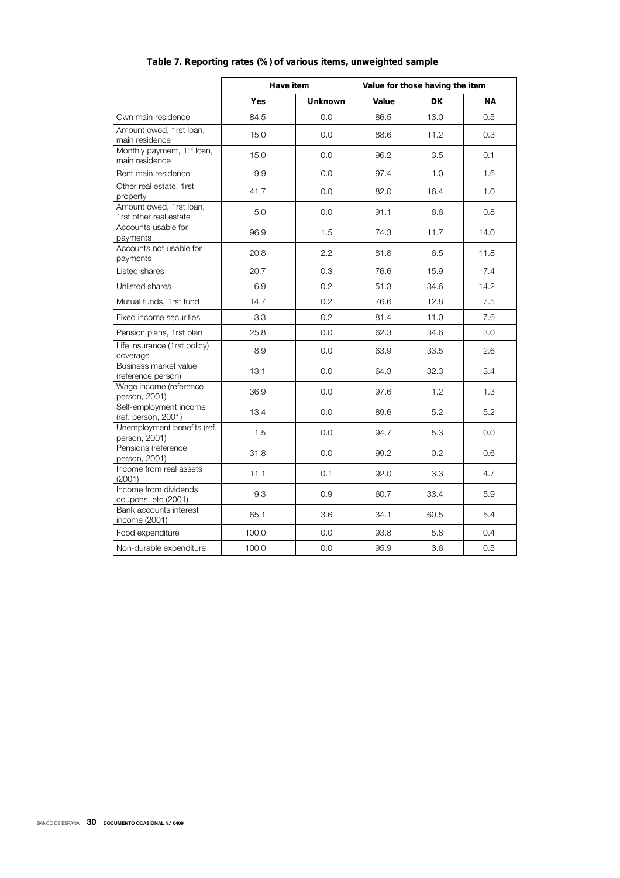**Table 7. Reporting rates (%) of various items, unweighted sample**

| | Have item | | Value for those having the item | | |
|---|---|---|---|---|---|
| | Yes | Unknown | Value | DK | NA |
| Own main residence | 84.5 | 0.0 | 86.5 | 13.0 | 0.5 |
| Amount owed, 1rst loan, main residence | 15.0 | 0.0 | 88.6 | 11.2 | 0.3 |
| Monthly payment, 1rst loan, main residence | 15.0 | 0.0 | 96.2 | 3.5 | 0.1 |
| Rent main residence | 9.9 | 0.0 | 97.4 | 1.0 | 1.6 |
| Other real estate, 1rst property | 41.7 | 0.0 | 82.0 | 16.4 | 1.0 |
| Amount owed, 1rst loan, 1rst other real estate | 5.0 | 0.0 | 91.1 | 6.6 | 0.8 |
| Accounts usable for payments | 96.9 | 1.5 | 74.3 | 11.7 | 14.0 |
| Accounts not usable for payments | 20.8 | 2.2 | 81.8 | 6.5 | 11.8 |
| Listed shares | 20.7 | 0.3 | 76.6 | 15.9 | 7.4 |
| Unlisted shares | 6.9 | 0.2 | 51.3 | 34.6 | 14.2 |
| Mutual funds, 1rst fund | 14.7 | 0.2 | 76.6 | 12.8 | 7.5 |
| Fixed income securities | 3.3 | 0.2 | 81.4 | 11.0 | 7.6 |
| Pension plans, 1rst plan | 25.8 | 0.0 | 62.3 | 34.6 | 3.0 |
| Life insurance (1rst policy) coverage | 8.9 | 0.0 | 63.9 | 33.5 | 2.6 |
| Business market value (reference person) | 13.1 | 0.0 | 64.3 | 32.3 | 3.4 |
| Wage income (reference person, 2001) | 36.9 | 0.0 | 97.6 | 1.2 | 1.3 |
| Self-employment income (ref. person, 2001) | 13.4 | 0.0 | 89.6 | 5.2 | 5.2 |
| Unemployment benefits (ref. person, 2001) | 1.5 | 0.0 | 94.7 | 5.3 | 0.0 |
| Pensions (reference person, 2001) | 31.8 | 0.0 | 99.2 | 0.2 | 0.6 |
| Income from real assets (2001) | 11.1 | 0.1 | 92.0 | 3.3 | 4.7 |
| Income from dividends, coupons, etc (2001) | 9.3 | 0.9 | 60.7 | 33.4 | 5.9 |
| Bank accounts interest income (2001) | 65.1 | 3.6 | 34.1 | 60.5 | 5.4 |
| Food expenditure | 100.0 | 0.0 | 93.8 | 5.8 | 0.4 |
| Non-durable expenditure | 100.0 | 0.0 | 95.9 | 3.6 | 0.5 |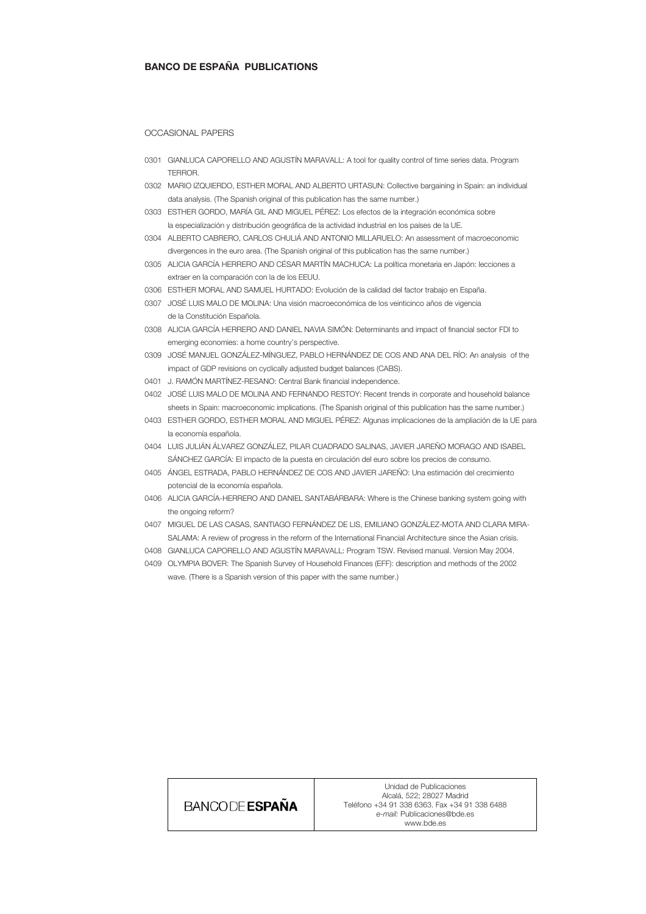## BANCO DE ESPAÑA PUBLICATIONS

OCCASIONAL PAPERS

0301 GIANLUCA CAPORELLO AND AGUSTÍN MARAVALL: A tool for quality control of time series data. Program TERROR.

0302 MARIO IZQUIERDO, ESTHER MORAL AND ALBERTO URTASUN: Collective bargaining in Spain: an individual data analysis. (The Spanish original of this publication has the same number.)

0303 ESTHER GORDO, MARÍA GIL AND MIGUEL PÉREZ: Los efectos de la integración económica sobre la especialización y distribución geográfica de la actividad industrial en los países de la UE.

0304 ALBERTO CABRERO, CARLOS CHULIÁ AND ANTONIO MILLARUELO: An assessment of macroeconomic divergences in the euro area. (The Spanish original of this publication has the same number.)

0305 ALICIA GARCÍA HERRERO AND CÉSAR MARTÍN MACHUCA: La política monetaria en Japón: lecciones a extraer en la comparación con la de los EEUU.

0306 ESTHER MORAL AND SAMUEL HURTADO: Evolución de la calidad del factor trabajo en España.

0307 JOSÉ LUIS MALO DE MOLINA: Una visión macroeconómica de los veinticinco años de vigencia de la Constitución Española.

0308 ALICIA GARCÍA HERRERO AND DANIEL NAVIA SIMÓN: Determinants and impact of financial sector FDI to emerging economies: a home country's perspective.

0309 JOSÉ MANUEL GONZÁLEZ-MÍNGUEZ, PABLO HERNÁNDEZ DE COS AND ANA DEL RÍO: An analysis of the impact of GDP revisions on cyclically adjusted budget balances (CABS).

0401 J. RAMÓN MARTÍNEZ-RESANO: Central Bank financial independence.

0402 JOSÉ LUIS MALO DE MOLINA AND FERNANDO RESTOY: Recent trends in corporate and household balance sheets in Spain: macroeconomic implications. (The Spanish original of this publication has the same number.)

0403 ESTHER GORDO, ESTHER MORAL AND MIGUEL PÉREZ: Algunas implicaciones de la ampliación de la UE para la economía española.

0404 LUIS JULIÁN ÁLVAREZ GONZÁLEZ, PILAR CUADRADO SALINAS, JAVIER JAREÑO MORAGO AND ISABEL SÁNCHEZ GARCÍA: El impacto de la puesta en circulación del euro sobre los precios de consumo.

0405 ÁNGEL ESTRADA, PABLO HERNÁNDEZ DE COS AND JAVIER JAREÑO: Una estimación del crecimiento potencial de la economía española.

0406 ALICIA GARCÍA-HERRERO AND DANIEL SANTABÁRBARA: Where is the Chinese banking system going with the ongoing reform?

0407 MIGUEL DE LAS CASAS, SANTIAGO FERNÁNDEZ DE LIS, EMILIANO GONZÁLEZ-MOTA AND CLARA MIRA-SALAMA: A review of progress in the reform of the International Financial Architecture since the Asian crisis.

0408 GIANLUCA CAPORELLO AND AGUSTÍN MARAVALL: Program TSW. Revised manual. Version May 2004.

0409 OLYMPIA BOVER: The Spanish Survey of Household Finances (EFF): description and methods of the 2002 wave. (There is a Spanish version of this paper with the same number.)

| | |
|---|---|
| BANCO DE **ESPAÑA** | Unidad de Publicaciones<br>Alcalá, 522; 28027 Madrid<br>Teléfono +34 91 338 6363. Fax +34 91 338 6488<br>*e-mail:* Publicaciones@bde.es<br>www.bde.es |